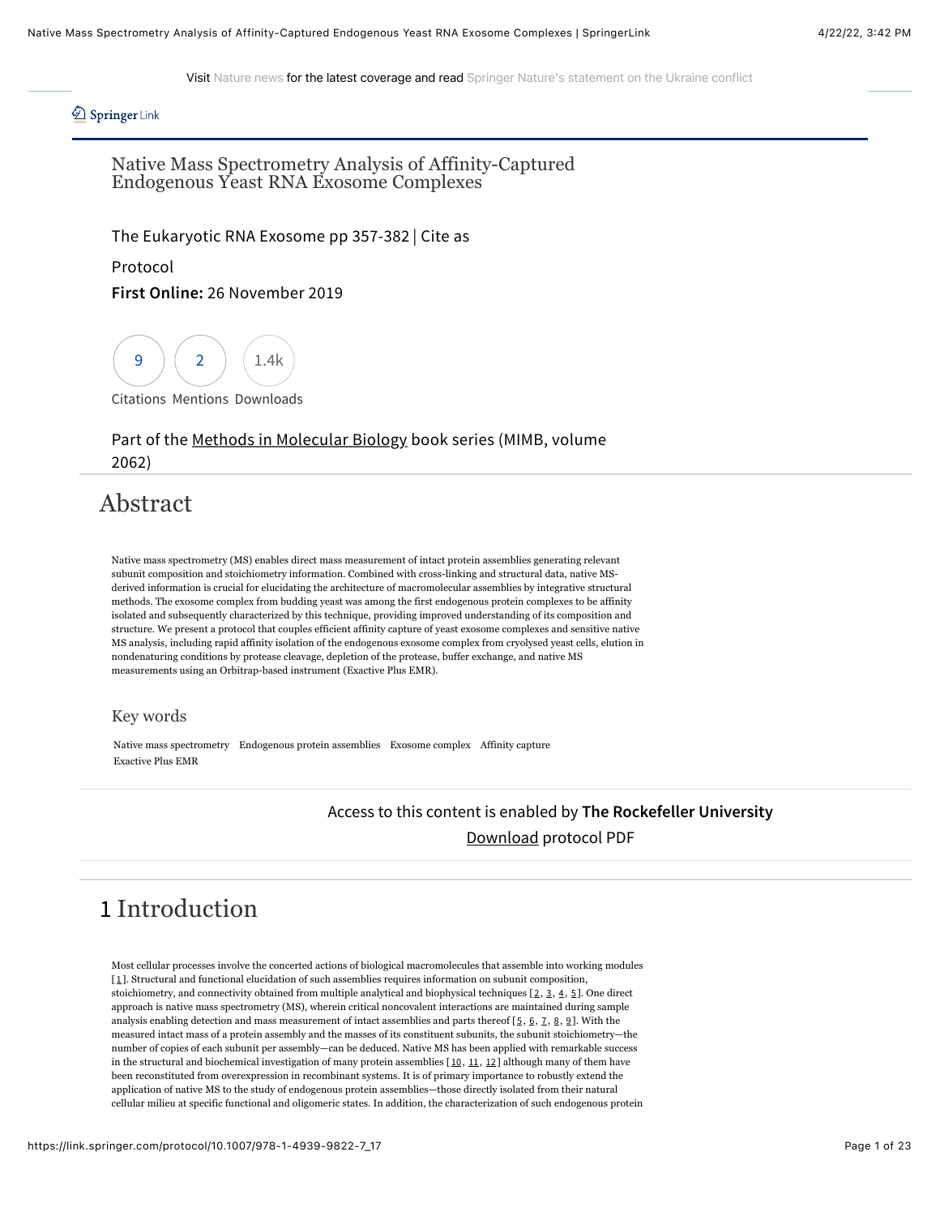Visit Nature news for the latest coverage and read Springer Nature's statement on the Ukraine conflict

Springer Link

# Native Mass Spectrometry Analysis of Affinity-Captured Endogenous Yeast RNA Exosome Complexes

The Eukaryotic RNA Exosome pp 357-382 | Cite as

Protocol

**First Online:** 26 November 2019

9 Citations 2 Mentions 1.4k Downloads

Part of the Methods in Molecular Biology book series (MIMB, volume 2062)

## Abstract

Native mass spectrometry (MS) enables direct mass measurement of intact protein assemblies generating relevant subunit composition and stoichiometry information. Combined with cross-linking and structural data, native MS-derived information is crucial for elucidating the architecture of macromolecular assemblies by integrative structural methods. The exosome complex from budding yeast was among the first endogenous protein complexes to be affinity isolated and subsequently characterized by this technique, providing improved understanding of its composition and structure. We present a protocol that couples efficient affinity capture of yeast exosome complexes and sensitive native MS analysis, including rapid affinity isolation of the endogenous exosome complex from cryolysed yeast cells, elution in nondenaturing conditions by protease cleavage, depletion of the protease, buffer exchange, and native MS measurements using an Orbitrap-based instrument (Exactive Plus EMR).

### Key words

Native mass spectrometry   Endogenous protein assemblies   Exosome complex   Affinity capture   Exactive Plus EMR

Access to this content is enabled by **The Rockefeller University**

Download protocol PDF

## 1 Introduction

Most cellular processes involve the concerted actions of biological macromolecules that assemble into working modules [1]. Structural and functional elucidation of such assemblies requires information on subunit composition, stoichiometry, and connectivity obtained from multiple analytical and biophysical techniques [2, 3, 4, 5]. One direct approach is native mass spectrometry (MS), wherein critical noncovalent interactions are maintained during sample analysis enabling detection and mass measurement of intact assemblies and parts thereof [5, 6, 7, 8, 9]. With the measured intact mass of a protein assembly and the masses of its constituent subunits, the subunit stoichiometry—the number of copies of each subunit per assembly—can be deduced. Native MS has been applied with remarkable success in the structural and biochemical investigation of many protein assemblies [10, 11, 12] although many of them have been reconstituted from overexpression in recombinant systems. It is of primary importance to robustly extend the application of native MS to the study of endogenous protein assemblies—those directly isolated from their natural cellular milieu at specific functional and oligomeric states. In addition, the characterization of such endogenous protein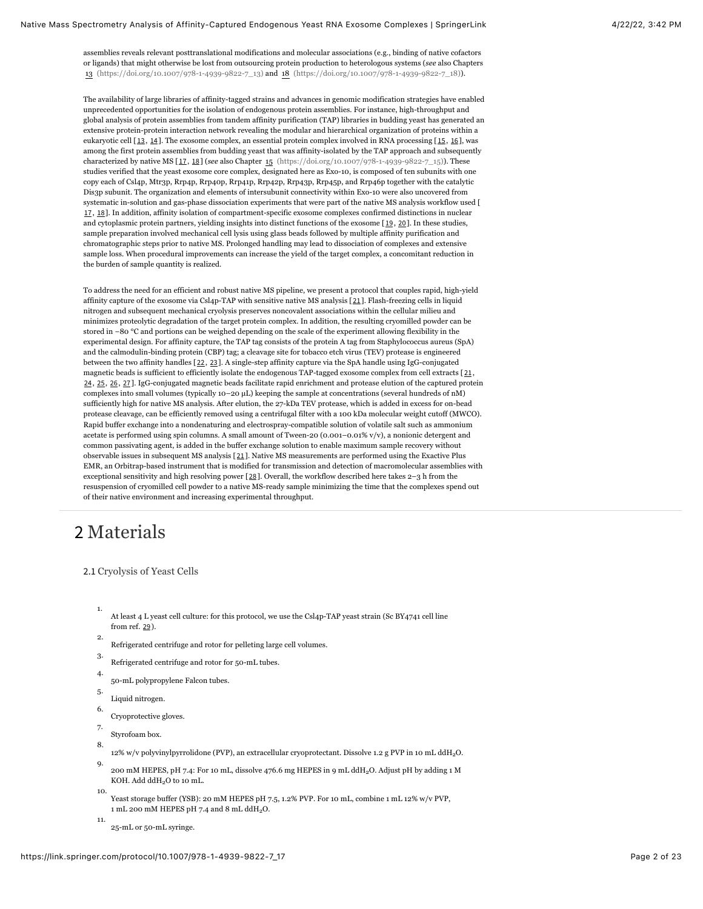assemblies reveals relevant posttranslational modifications and molecular associations (e.g., binding of native cofactors or ligands) that might otherwise be lost from outsourcing protein production to heterologous systems (*see* also Chapters 13 (https://doi.org/10.1007/978-1-4939-9822-7_13) and 18 (https://doi.org/10.1007/978-1-4939-9822-7_18)).

The availability of large libraries of affinity-tagged strains and advances in genomic modification strategies have enabled unprecedented opportunities for the isolation of endogenous protein assemblies. For instance, high-throughput and global analysis of protein assemblies from tandem affinity purification (TAP) libraries in budding yeast has generated an extensive protein-protein interaction network revealing the modular and hierarchical organization of proteins within a eukaryotic cell [13, 14]. The exosome complex, an essential protein complex involved in RNA processing [15, 16], was among the first protein assemblies from budding yeast that was affinity-isolated by the TAP approach and subsequently characterized by native MS [17, 18] (*see* also Chapter 15 (https://doi.org/10.1007/978-1-4939-9822-7_15)). These studies verified that the yeast exosome core complex, designated here as Exo-10, is composed of ten subunits with one copy each of Csl4p, Mtr3p, Rrp4p, Rrp40p, Rrp41p, Rrp42p, Rrp43p, Rrp45p, and Rrp46p together with the catalytic Dis3p subunit. The organization and elements of intersubunit connectivity within Exo-10 were also uncovered from systematic in-solution and gas-phase dissociation experiments that were part of the native MS analysis workflow used [17, 18]. In addition, affinity isolation of compartment-specific exosome complexes confirmed distinctions in nuclear and cytoplasmic protein partners, yielding insights into distinct functions of the exosome [19, 20]. In these studies, sample preparation involved mechanical cell lysis using glass beads followed by multiple affinity purification and chromatographic steps prior to native MS. Prolonged handling may lead to dissociation of complexes and extensive sample loss. When procedural improvements can increase the yield of the target complex, a concomitant reduction in the burden of sample quantity is realized.

To address the need for an efficient and robust native MS pipeline, we present a protocol that couples rapid, high-yield affinity capture of the exosome via Csl4p-TAP with sensitive native MS analysis [21]. Flash-freezing cells in liquid nitrogen and subsequent mechanical cryolysis preserves noncovalent associations within the cellular milieu and minimizes proteolytic degradation of the target protein complex. In addition, the resulting cryomilled powder can be stored in −80 °C and portions can be weighed depending on the scale of the experiment allowing flexibility in the experimental design. For affinity capture, the TAP tag consists of the protein A tag from Staphylococcus aureus (SpA) and the calmodulin-binding protein (CBP) tag; a cleavage site for tobacco etch virus (TEV) protease is engineered between the two affinity handles [22, 23]. A single-step affinity capture via the SpA handle using IgG-conjugated magnetic beads is sufficient to efficiently isolate the endogenous TAP-tagged exosome complex from cell extracts [21, 24, 25, 26, 27]. IgG-conjugated magnetic beads facilitate rapid enrichment and protease elution of the captured protein complexes into small volumes (typically 10–20 µL) keeping the sample at concentrations (several hundreds of nM) sufficiently high for native MS analysis. After elution, the 27-kDa TEV protease, which is added in excess for on-bead protease cleavage, can be efficiently removed using a centrifugal filter with a 100 kDa molecular weight cutoff (MWCO). Rapid buffer exchange into a nondenaturing and electrospray-compatible solution of volatile salt such as ammonium acetate is performed using spin columns. A small amount of Tween-20 (0.001–0.01% v/v), a nonionic detergent and common passivating agent, is added in the buffer exchange solution to enable maximum sample recovery without observable issues in subsequent MS analysis [21]. Native MS measurements are performed using the Exactive Plus EMR, an Orbitrap-based instrument that is modified for transmission and detection of macromolecular assemblies with exceptional sensitivity and high resolving power [28]. Overall, the workflow described here takes 2–3 h from the resuspension of cryomilled cell powder to a native MS-ready sample minimizing the time that the complexes spend out of their native environment and increasing experimental throughput.

## 2 Materials

### 2.1 Cryolysis of Yeast Cells

1. At least 4 L yeast cell culture: for this protocol, we use the Csl4p-TAP yeast strain (Sc BY4741 cell line from ref. 29).
2. Refrigerated centrifuge and rotor for pelleting large cell volumes.
3. Refrigerated centrifuge and rotor for 50-mL tubes.
4. 50-mL polypropylene Falcon tubes.
5. Liquid nitrogen.
6. Cryoprotective gloves.
7. Styrofoam box.
8. 12% w/v polyvinylpyrrolidone (PVP), an extracellular cryoprotectant. Dissolve 1.2 g PVP in 10 mL $ddH_2O$.
9. 200 mM HEPES, pH 7.4: For 10 mL, dissolve 476.6 mg HEPES in 9 mL $ddH_2O$. Adjust pH by adding 1 M KOH. Add $ddH_2O$ to 10 mL.
10. Yeast storage buffer (YSB): 20 mM HEPES pH 7.5, 1.2% PVP. For 10 mL, combine 1 mL 12% w/v PVP, 1 mL 200 mM HEPES pH 7.4 and 8 mL $ddH_2O$.
11. 25-mL or 50-mL syringe.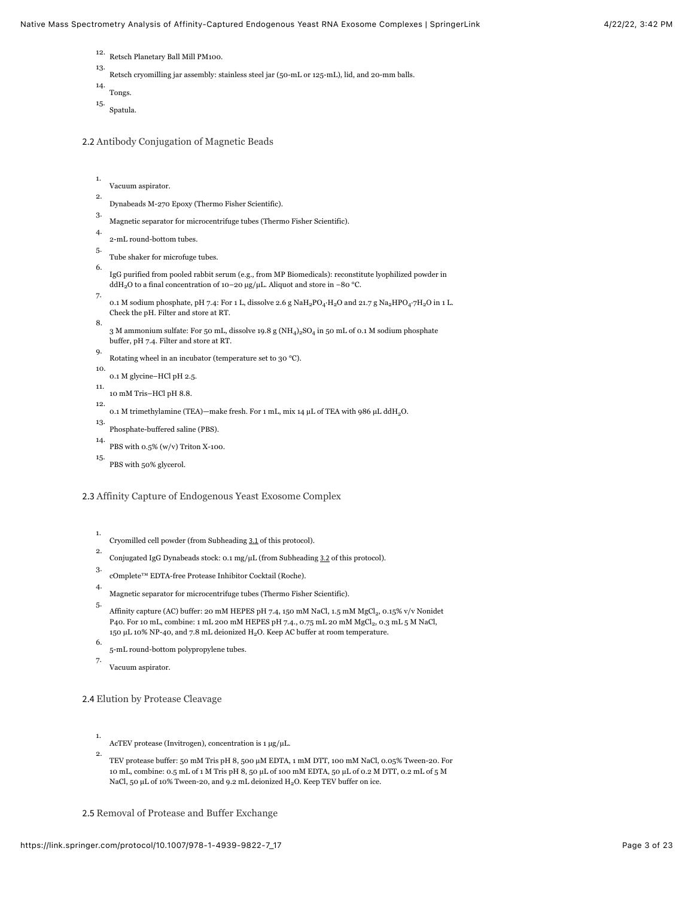12. Retsch Planetary Ball Mill PM100.
13. Retsch cryomilling jar assembly: stainless steel jar (50-mL or 125-mL), lid, and 20-mm balls.
14. Tongs.
15. Spatula.

## 2.2 Antibody Conjugation of Magnetic Beads

1. Vacuum aspirator.
2. Dynabeads M-270 Epoxy (Thermo Fisher Scientific).
3. Magnetic separator for microcentrifuge tubes (Thermo Fisher Scientific).
4. 2-mL round-bottom tubes.
5. Tube shaker for microfuge tubes.
6. IgG purified from pooled rabbit serum (e.g., from MP Biomedicals): reconstitute lyophilized powder in $ddH_2O$ to a final concentration of 10–20 μg/μL. Aliquot and store in −80 °C.
7. 0.1 M sodium phosphate, pH 7.4: For 1 L, dissolve 2.6 g $NaH_2PO_4{\cdot}H_2O$ and 21.7 g $Na_2HPO_4{\cdot}7H_2O$ in 1 L. Check the pH. Filter and store at RT.
8. 3 M ammonium sulfate: For 50 mL, dissolve 19.8 g $(NH_4)_2SO_4$ in 50 mL of 0.1 M sodium phosphate buffer, pH 7.4. Filter and store at RT.
9. Rotating wheel in an incubator (temperature set to 30 °C).
10. 0.1 M glycine–HCl pH 2.5.
11. 10 mM Tris–HCl pH 8.8.
12. 0.1 M trimethylamine (TEA)—make fresh. For 1 mL, mix 14 μL of TEA with 986 μL $ddH_2O$.
13. Phosphate-buffered saline (PBS).
14. PBS with 0.5% (w/v) Triton X-100.
15. PBS with 50% glycerol.

## 2.3 Affinity Capture of Endogenous Yeast Exosome Complex

1. Cryomilled cell powder (from Subheading 3.1 of this protocol).
2. Conjugated IgG Dynabeads stock: 0.1 mg/μL (from Subheading 3.2 of this protocol).
3. cOmplete™ EDTA-free Protease Inhibitor Cocktail (Roche).
4. Magnetic separator for microcentrifuge tubes (Thermo Fisher Scientific).
5. Affinity capture (AC) buffer: 20 mM HEPES pH 7.4, 150 mM NaCl, 1.5 mM $MgCl_2$, 0.15% v/v Nonidet P40. For 10 mL, combine: 1 mL 200 mM HEPES pH 7.4., 0.75 mL 20 mM $MgCl_2$, 0.3 mL 5 M NaCl, 150 μL 10% NP-40, and 7.8 mL deionized $H_2O$. Keep AC buffer at room temperature.
6. 5-mL round-bottom polypropylene tubes.
7. Vacuum aspirator.

## 2.4 Elution by Protease Cleavage

1. AcTEV protease (Invitrogen), concentration is 1 μg/μL.
2. TEV protease buffer: 50 mM Tris pH 8, 500 μM EDTA, 1 mM DTT, 100 mM NaCl, 0.05% Tween-20. For 10 mL, combine: 0.5 mL of 1 M Tris pH 8, 50 μL of 100 mM EDTA, 50 μL of 0.2 M DTT, 0.2 mL of 5 M NaCl, 50 μL of 10% Tween-20, and 9.2 mL deionized $H_2O$. Keep TEV buffer on ice.

## 2.5 Removal of Protease and Buffer Exchange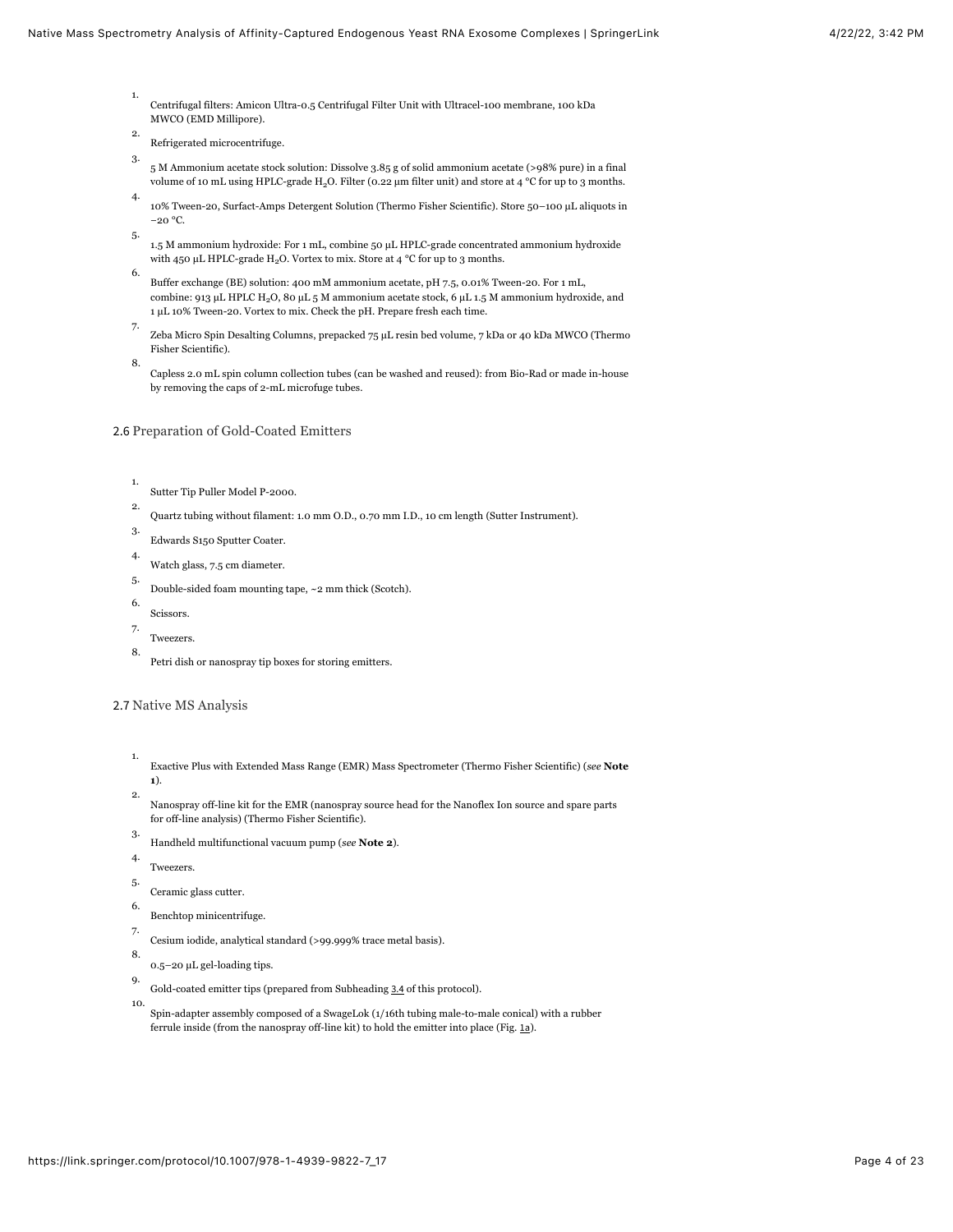1. Centrifugal filters: Amicon Ultra-0.5 Centrifugal Filter Unit with Ultracel-100 membrane, 100 kDa MWCO (EMD Millipore).
2. Refrigerated microcentrifuge.
3. 5 M Ammonium acetate stock solution: Dissolve 3.85 g of solid ammonium acetate (>98% pure) in a final volume of 10 mL using HPLC-grade $H_2O$. Filter (0.22 µm filter unit) and store at 4 °C for up to 3 months.
4. 10% Tween-20, Surfact-Amps Detergent Solution (Thermo Fisher Scientific). Store 50–100 µL aliquots in −20 °C.
5. 1.5 M ammonium hydroxide: For 1 mL, combine 50 µL HPLC-grade concentrated ammonium hydroxide with 450 µL HPLC-grade $H_2O$. Vortex to mix. Store at 4 °C for up to 3 months.
6. Buffer exchange (BE) solution: 400 mM ammonium acetate, pH 7.5, 0.01% Tween-20. For 1 mL, combine: 913 µL HPLC $H_2O$, 80 µL 5 M ammonium acetate stock, 6 µL 1.5 M ammonium hydroxide, and 1 µL 10% Tween-20. Vortex to mix. Check the pH. Prepare fresh each time.
7. Zeba Micro Spin Desalting Columns, prepacked 75 µL resin bed volume, 7 kDa or 40 kDa MWCO (Thermo Fisher Scientific).
8. Capless 2.0 mL spin column collection tubes (can be washed and reused): from Bio-Rad or made in-house by removing the caps of 2-mL microfuge tubes.

## 2.6 Preparation of Gold-Coated Emitters

1. Sutter Tip Puller Model P-2000.
2. Quartz tubing without filament: 1.0 mm O.D., 0.70 mm I.D., 10 cm length (Sutter Instrument).
3. Edwards S150 Sputter Coater.
4. Watch glass, 7.5 cm diameter.
5. Double-sided foam mounting tape, ~2 mm thick (Scotch).
6. Scissors.
7. Tweezers.
8. Petri dish or nanospray tip boxes for storing emitters.

## 2.7 Native MS Analysis

1. Exactive Plus with Extended Mass Range (EMR) Mass Spectrometer (Thermo Fisher Scientific) (*see* **Note 1**).
2. Nanospray off-line kit for the EMR (nanospray source head for the Nanoflex Ion source and spare parts for off-line analysis) (Thermo Fisher Scientific).
3. Handheld multifunctional vacuum pump (*see* **Note 2**).
4. Tweezers.
5. Ceramic glass cutter.
6. Benchtop minicentrifuge.
7. Cesium iodide, analytical standard (>99.999% trace metal basis).
8. 0.5–20 µL gel-loading tips.
9. Gold-coated emitter tips (prepared from Subheading 3.4 of this protocol).
10. Spin-adapter assembly composed of a SwageLok (1/16th tubing male-to-male conical) with a rubber ferrule inside (from the nanospray off-line kit) to hold the emitter into place (Fig. 1a).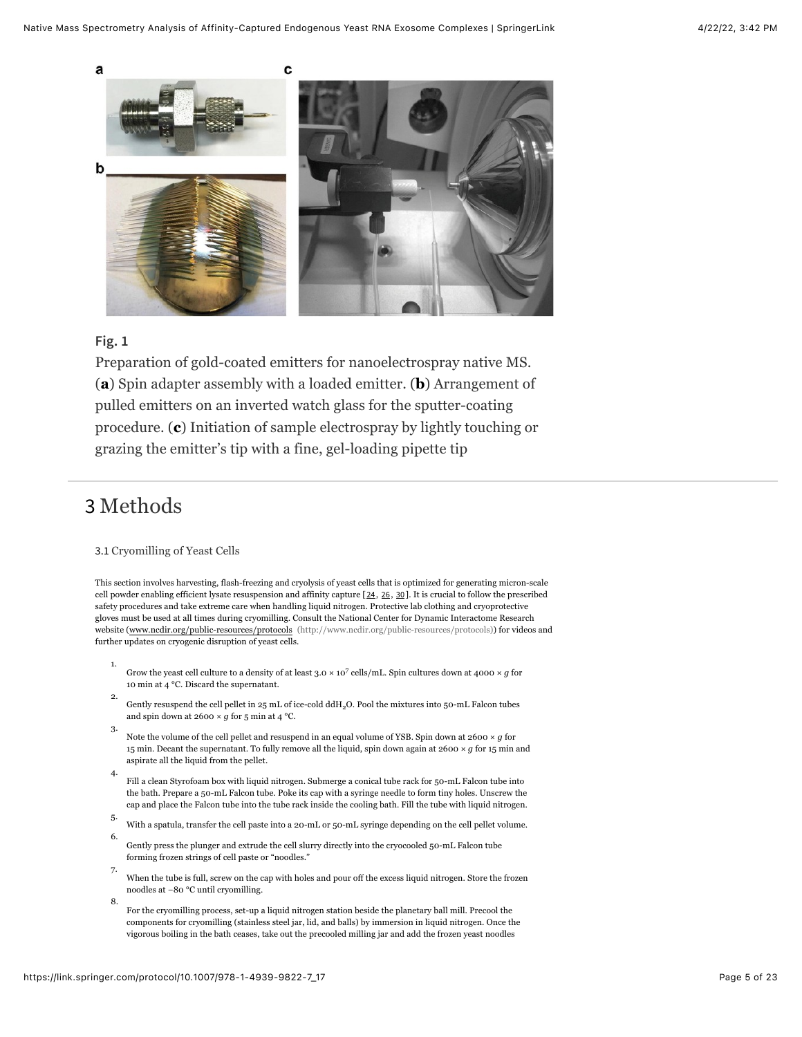**Fig. 1**

Preparation of gold-coated emitters for nanoelectrospray native MS. (**a**) Spin adapter assembly with a loaded emitter. (**b**) Arrangement of pulled emitters on an inverted watch glass for the sputter-coating procedure. (**c**) Initiation of sample electrospray by lightly touching or grazing the emitter's tip with a fine, gel-loading pipette tip

## 3 Methods

### 3.1 Cryomilling of Yeast Cells

This section involves harvesting, flash-freezing and cryolysis of yeast cells that is optimized for generating micron-scale cell powder enabling efficient lysate resuspension and affinity capture [24, 26, 30]. It is crucial to follow the prescribed safety procedures and take extreme care when handling liquid nitrogen. Protective lab clothing and cryoprotective gloves must be used at all times during cryomilling. Consult the National Center for Dynamic Interactome Research website (www.ncdir.org/public-resources/protocols (http://www.ncdir.org/public-resources/protocols)) for videos and further updates on cryogenic disruption of yeast cells.

1. Grow the yeast cell culture to a density of at least $3.0 \times 10^7$ cells/mL. Spin cultures down at $4000 \times g$ for 10 min at 4 °C. Discard the supernatant.
2. Gently resuspend the cell pellet in 25 mL of ice-cold dd$H_2O$. Pool the mixtures into 50-mL Falcon tubes and spin down at $2600 \times g$ for 5 min at 4 °C.
3. Note the volume of the cell pellet and resuspend in an equal volume of YSB. Spin down at $2600 \times g$ for 15 min. Decant the supernatant. To fully remove all the liquid, spin down again at $2600 \times g$ for 15 min and aspirate all the liquid from the pellet.
4. Fill a clean Styrofoam box with liquid nitrogen. Submerge a conical tube rack for 50-mL Falcon tube into the bath. Prepare a 50-mL Falcon tube. Poke its cap with a syringe needle to form tiny holes. Unscrew the cap and place the Falcon tube into the tube rack inside the cooling bath. Fill the tube with liquid nitrogen.
5. With a spatula, transfer the cell paste into a 20-mL or 50-mL syringe depending on the cell pellet volume.
6. Gently press the plunger and extrude the cell slurry directly into the cryocooled 50-mL Falcon tube forming frozen strings of cell paste or "noodles."
7. When the tube is full, screw on the cap with holes and pour off the excess liquid nitrogen. Store the frozen noodles at −80 °C until cryomilling.
8. For the cryomilling process, set-up a liquid nitrogen station beside the planetary ball mill. Precool the components for cryomilling (stainless steel jar, lid, and balls) by immersion in liquid nitrogen. Once the vigorous boiling in the bath ceases, take out the precooled milling jar and add the frozen yeast noodles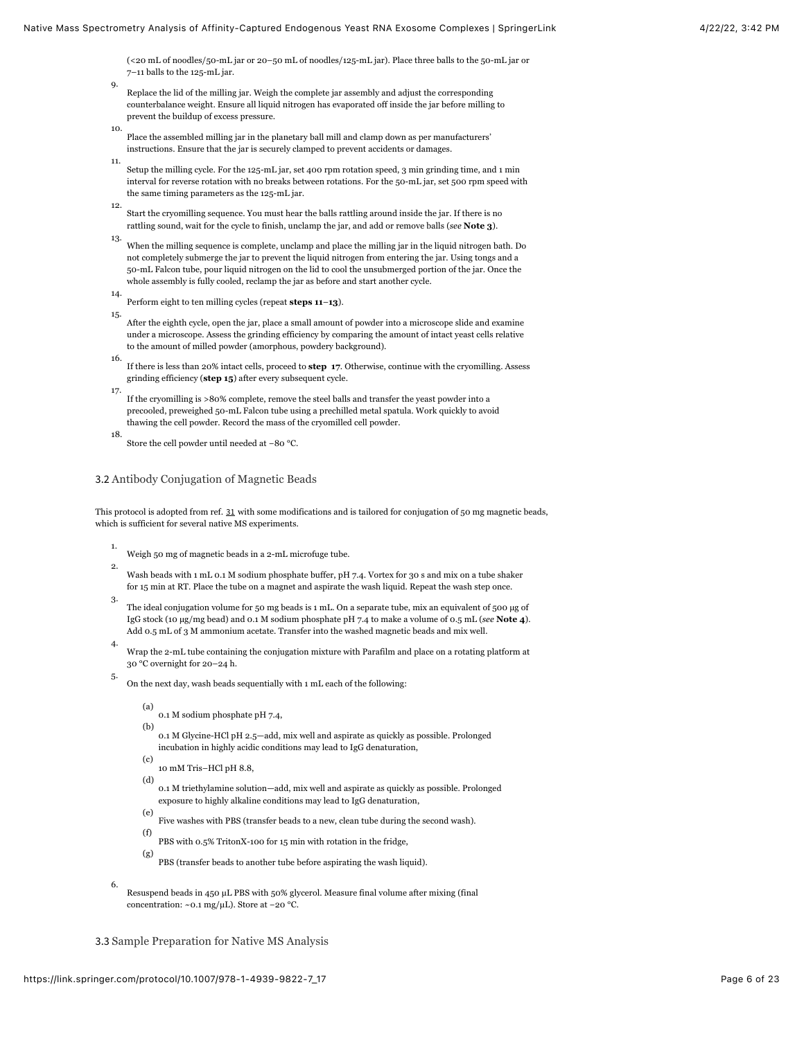(<20 mL of noodles/50-mL jar or 20–50 mL of noodles/125-mL jar). Place three balls to the 50-mL jar or 7–11 balls to the 125-mL jar.

9. Replace the lid of the milling jar. Weigh the complete jar assembly and adjust the corresponding counterbalance weight. Ensure all liquid nitrogen has evaporated off inside the jar before milling to prevent the buildup of excess pressure.

10. Place the assembled milling jar in the planetary ball mill and clamp down as per manufacturers' instructions. Ensure that the jar is securely clamped to prevent accidents or damages.

11. Setup the milling cycle. For the 125-mL jar, set 400 rpm rotation speed, 3 min grinding time, and 1 min interval for reverse rotation with no breaks between rotations. For the 50-mL jar, set 500 rpm speed with the same timing parameters as the 125-mL jar.

12. Start the cryomilling sequence. You must hear the balls rattling around inside the jar. If there is no rattling sound, wait for the cycle to finish, unclamp the jar, and add or remove balls (*see* **Note 3**).

13. When the milling sequence is complete, unclamp and place the milling jar in the liquid nitrogen bath. Do not completely submerge the jar to prevent the liquid nitrogen from entering the jar. Using tongs and a 50-mL Falcon tube, pour liquid nitrogen on the lid to cool the unsubmerged portion of the jar. Once the whole assembly is fully cooled, reclamp the jar as before and start another cycle.

14. Perform eight to ten milling cycles (repeat **steps 11**–**13**).

15. After the eighth cycle, open the jar, place a small amount of powder into a microscope slide and examine under a microscope. Assess the grinding efficiency by comparing the amount of intact yeast cells relative to the amount of milled powder (amorphous, powdery background).

16. If there is less than 20% intact cells, proceed to **step 17**. Otherwise, continue with the cryomilling. Assess grinding efficiency (**step 15**) after every subsequent cycle.

17. If the cryomilling is >80% complete, remove the steel balls and transfer the yeast powder into a precooled, preweighed 50-mL Falcon tube using a prechilled metal spatula. Work quickly to avoid thawing the cell powder. Record the mass of the cryomilled cell powder.

18. Store the cell powder until needed at −80 °C.

### 3.2 Antibody Conjugation of Magnetic Beads

This protocol is adopted from ref. 31 with some modifications and is tailored for conjugation of 50 mg magnetic beads, which is sufficient for several native MS experiments.

1. Weigh 50 mg of magnetic beads in a 2-mL microfuge tube.

2. Wash beads with 1 mL 0.1 M sodium phosphate buffer, pH 7.4. Vortex for 30 s and mix on a tube shaker for 15 min at RT. Place the tube on a magnet and aspirate the wash liquid. Repeat the wash step once.

3. The ideal conjugation volume for 50 mg beads is 1 mL. On a separate tube, mix an equivalent of 500 μg of IgG stock (10 μg/mg bead) and 0.1 M sodium phosphate pH 7.4 to make a volume of 0.5 mL (*see* **Note 4**). Add 0.5 mL of 3 M ammonium acetate. Transfer into the washed magnetic beads and mix well.

4. Wrap the 2-mL tube containing the conjugation mixture with Parafilm and place on a rotating platform at 30 °C overnight for 20–24 h.

5. On the next day, wash beads sequentially with 1 mL each of the following:

   (a) 0.1 M sodium phosphate pH 7.4,

   (b) 0.1 M Glycine-HCl pH 2.5—add, mix well and aspirate as quickly as possible. Prolonged incubation in highly acidic conditions may lead to IgG denaturation,

   (c) 10 mM Tris–HCl pH 8.8,

   (d) 0.1 M triethylamine solution—add, mix well and aspirate as quickly as possible. Prolonged exposure to highly alkaline conditions may lead to IgG denaturation,

   (e) Five washes with PBS (transfer beads to a new, clean tube during the second wash).

   (f) PBS with 0.5% TritonX-100 for 15 min with rotation in the fridge,

   (g) PBS (transfer beads to another tube before aspirating the wash liquid).

6. Resuspend beads in 450 μL PBS with 50% glycerol. Measure final volume after mixing (final concentration: ~0.1 mg/μL). Store at −20 °C.

### 3.3 Sample Preparation for Native MS Analysis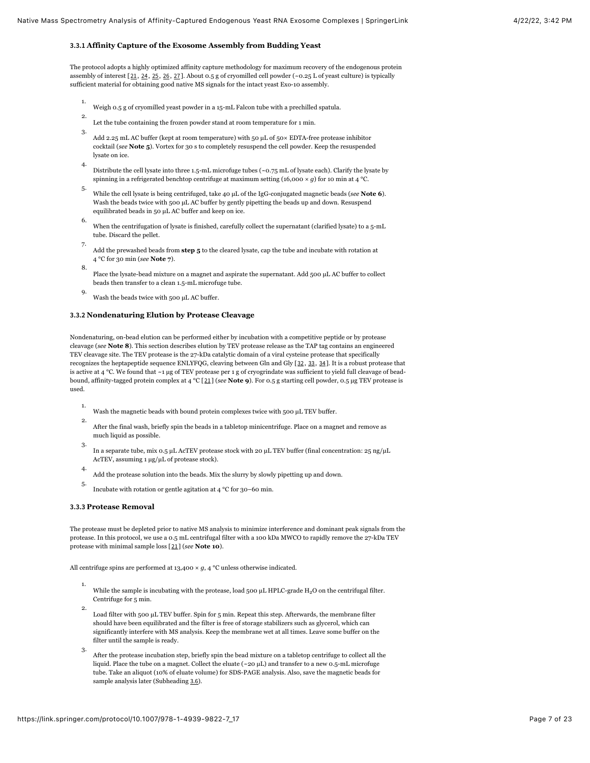### 3.3.1 Affinity Capture of the Exosome Assembly from Budding Yeast

The protocol adopts a highly optimized affinity capture methodology for maximum recovery of the endogenous protein assembly of interest [21, 24, 25, 26, 27]. About 0.5 g of cryomilled cell powder (~0.25 L of yeast culture) is typically sufficient material for obtaining good native MS signals for the intact yeast Exo-10 assembly.

1. Weigh 0.5 g of cryomilled yeast powder in a 15-mL Falcon tube with a prechilled spatula.
2. Let the tube containing the frozen powder stand at room temperature for 1 min.
3. Add 2.25 mL AC buffer (kept at room temperature) with 50 μL of 50× EDTA-free protease inhibitor cocktail (*see* **Note 5**). Vortex for 30 s to completely resuspend the cell powder. Keep the resuspended lysate on ice.
4. Distribute the cell lysate into three 1.5-mL microfuge tubes (~0.75 mL of lysate each). Clarify the lysate by spinning in a refrigerated benchtop centrifuge at maximum setting (16,000 × *g*) for 10 min at 4 °C.
5. While the cell lysate is being centrifuged, take 40 μL of the IgG-conjugated magnetic beads (*see* **Note 6**). Wash the beads twice with 500 μL AC buffer by gently pipetting the beads up and down. Resuspend equilibrated beads in 50 μL AC buffer and keep on ice.
6. When the centrifugation of lysate is finished, carefully collect the supernatant (clarified lysate) to a 5-mL tube. Discard the pellet.
7. Add the prewashed beads from **step 5** to the cleared lysate, cap the tube and incubate with rotation at 4 °C for 30 min (*see* **Note 7**).
8. Place the lysate-bead mixture on a magnet and aspirate the supernatant. Add 500 μL AC buffer to collect beads then transfer to a clean 1.5-mL microfuge tube.
9. Wash the beads twice with 500 μL AC buffer.

### 3.3.2 Nondenaturing Elution by Protease Cleavage

Nondenaturing, on-bead elution can be performed either by incubation with a competitive peptide or by protease cleavage (*see* **Note 8**). This section describes elution by TEV protease release as the TAP tag contains an engineered TEV cleavage site. The TEV protease is the 27-kDa catalytic domain of a viral cysteine protease that specifically recognizes the heptapeptide sequence ENLYFQG, cleaving between Gln and Gly [32, 33, 34]. It is a robust protease that is active at 4 °C. We found that ~1 μg of TEV protease per 1 g of cryogrindate was sufficient to yield full cleavage of bead-bound, affinity-tagged protein complex at 4 °C [21] (*see* **Note 9**). For 0.5 g starting cell powder, 0.5 μg TEV protease is used.

1. Wash the magnetic beads with bound protein complexes twice with 500 μL TEV buffer.
2. After the final wash, briefly spin the beads in a tabletop minicentrifuge. Place on a magnet and remove as much liquid as possible.
3. In a separate tube, mix 0.5 μL AcTEV protease stock with 20 μL TEV buffer (final concentration: 25 ng/μL AcTEV, assuming 1 μg/μL of protease stock).
4. Add the protease solution into the beads. Mix the slurry by slowly pipetting up and down.
5. Incubate with rotation or gentle agitation at 4 °C for 30–60 min.

### 3.3.3 Protease Removal

The protease must be depleted prior to native MS analysis to minimize interference and dominant peak signals from the protease. In this protocol, we use a 0.5 mL centrifugal filter with a 100 kDa MWCO to rapidly remove the 27-kDa TEV protease with minimal sample loss [21] (*see* **Note 10**).

All centrifuge spins are performed at 13,400 × *g*, 4 °C unless otherwise indicated.

1. While the sample is incubating with the protease, load 500 μL HPLC-grade $H_2O$ on the centrifugal filter. Centrifuge for 5 min.
2. Load filter with 500 μL TEV buffer. Spin for 5 min. Repeat this step. Afterwards, the membrane filter should have been equilibrated and the filter is free of storage stabilizers such as glycerol, which can significantly interfere with MS analysis. Keep the membrane wet at all times. Leave some buffer on the filter until the sample is ready.
3. After the protease incubation step, briefly spin the bead mixture on a tabletop centrifuge to collect all the liquid. Place the tube on a magnet. Collect the eluate (~20 μL) and transfer to a new 0.5-mL microfuge tube. Take an aliquot (10% of eluate volume) for SDS-PAGE analysis. Also, save the magnetic beads for sample analysis later (Subheading 3.6).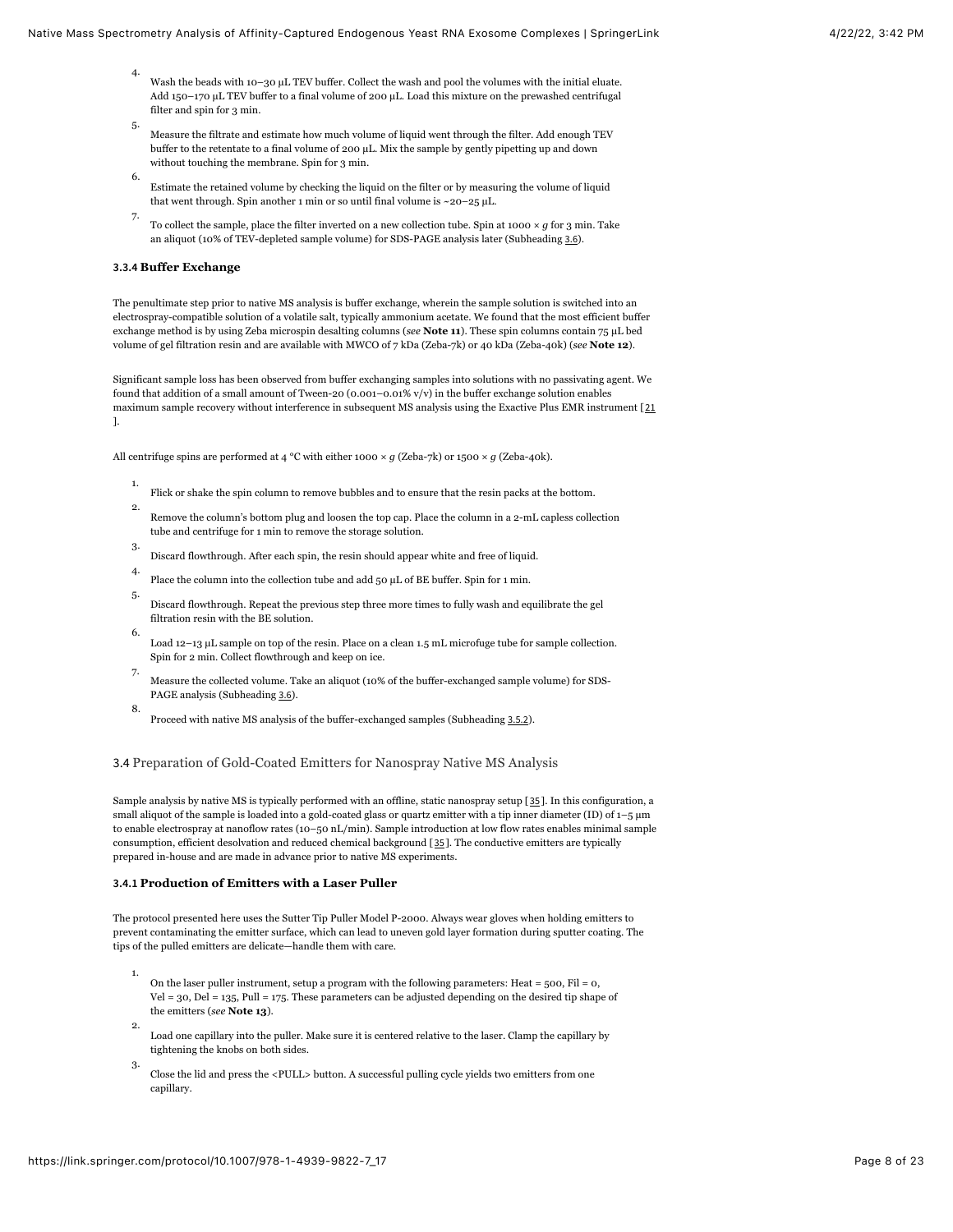4. Wash the beads with 10–30 µL TEV buffer. Collect the wash and pool the volumes with the initial eluate. Add 150–170 µL TEV buffer to a final volume of 200 µL. Load this mixture on the prewashed centrifugal filter and spin for 3 min.
5. Measure the filtrate and estimate how much volume of liquid went through the filter. Add enough TEV buffer to the retentate to a final volume of 200 µL. Mix the sample by gently pipetting up and down without touching the membrane. Spin for 3 min.
6. Estimate the retained volume by checking the liquid on the filter or by measuring the volume of liquid that went through. Spin another 1 min or so until final volume is ~20–25 µL.
7. To collect the sample, place the filter inverted on a new collection tube. Spin at 1000 × *g* for 3 min. Take an aliquot (10% of TEV-depleted sample volume) for SDS-PAGE analysis later (Subheading 3.6).

### 3.3.4 Buffer Exchange

The penultimate step prior to native MS analysis is buffer exchange, wherein the sample solution is switched into an electrospray-compatible solution of a volatile salt, typically ammonium acetate. We found that the most efficient buffer exchange method is by using Zeba microspin desalting columns (*see* **Note 11**). These spin columns contain 75 µL bed volume of gel filtration resin and are available with MWCO of 7 kDa (Zeba-7k) or 40 kDa (Zeba-40k) (*see* **Note 12**).

Significant sample loss has been observed from buffer exchanging samples into solutions with no passivating agent. We found that addition of a small amount of Tween-20 (0.001–0.01% v/v) in the buffer exchange solution enables maximum sample recovery without interference in subsequent MS analysis using the Exactive Plus EMR instrument [21].

All centrifuge spins are performed at 4 °C with either 1000 × *g* (Zeba-7k) or 1500 × *g* (Zeba-40k).

1. Flick or shake the spin column to remove bubbles and to ensure that the resin packs at the bottom.
2. Remove the column's bottom plug and loosen the top cap. Place the column in a 2-mL capless collection tube and centrifuge for 1 min to remove the storage solution.
3. Discard flowthrough. After each spin, the resin should appear white and free of liquid.
4. Place the column into the collection tube and add 50 µL of BE buffer. Spin for 1 min.
5. Discard flowthrough. Repeat the previous step three more times to fully wash and equilibrate the gel filtration resin with the BE solution.
6. Load 12–13 µL sample on top of the resin. Place on a clean 1.5 mL microfuge tube for sample collection. Spin for 2 min. Collect flowthrough and keep on ice.
7. Measure the collected volume. Take an aliquot (10% of the buffer-exchanged sample volume) for SDS-PAGE analysis (Subheading 3.6).
8. Proceed with native MS analysis of the buffer-exchanged samples (Subheading 3.5.2).

## 3.4 Preparation of Gold-Coated Emitters for Nanospray Native MS Analysis

Sample analysis by native MS is typically performed with an offline, static nanospray setup [35]. In this configuration, a small aliquot of the sample is loaded into a gold-coated glass or quartz emitter with a tip inner diameter (ID) of 1–5 µm to enable electrospray at nanoflow rates (10–50 nL/min). Sample introduction at low flow rates enables minimal sample consumption, efficient desolvation and reduced chemical background [35]. The conductive emitters are typically prepared in-house and are made in advance prior to native MS experiments.

### 3.4.1 Production of Emitters with a Laser Puller

The protocol presented here uses the Sutter Tip Puller Model P-2000. Always wear gloves when holding emitters to prevent contaminating the emitter surface, which can lead to uneven gold layer formation during sputter coating. The tips of the pulled emitters are delicate—handle them with care.

1. On the laser puller instrument, setup a program with the following parameters: Heat = 500, Fil = 0, Vel = 30, Del = 135, Pull = 175. These parameters can be adjusted depending on the desired tip shape of the emitters (*see* **Note 13**).
2. Load one capillary into the puller. Make sure it is centered relative to the laser. Clamp the capillary by tightening the knobs on both sides.
3. Close the lid and press the <PULL> button. A successful pulling cycle yields two emitters from one capillary.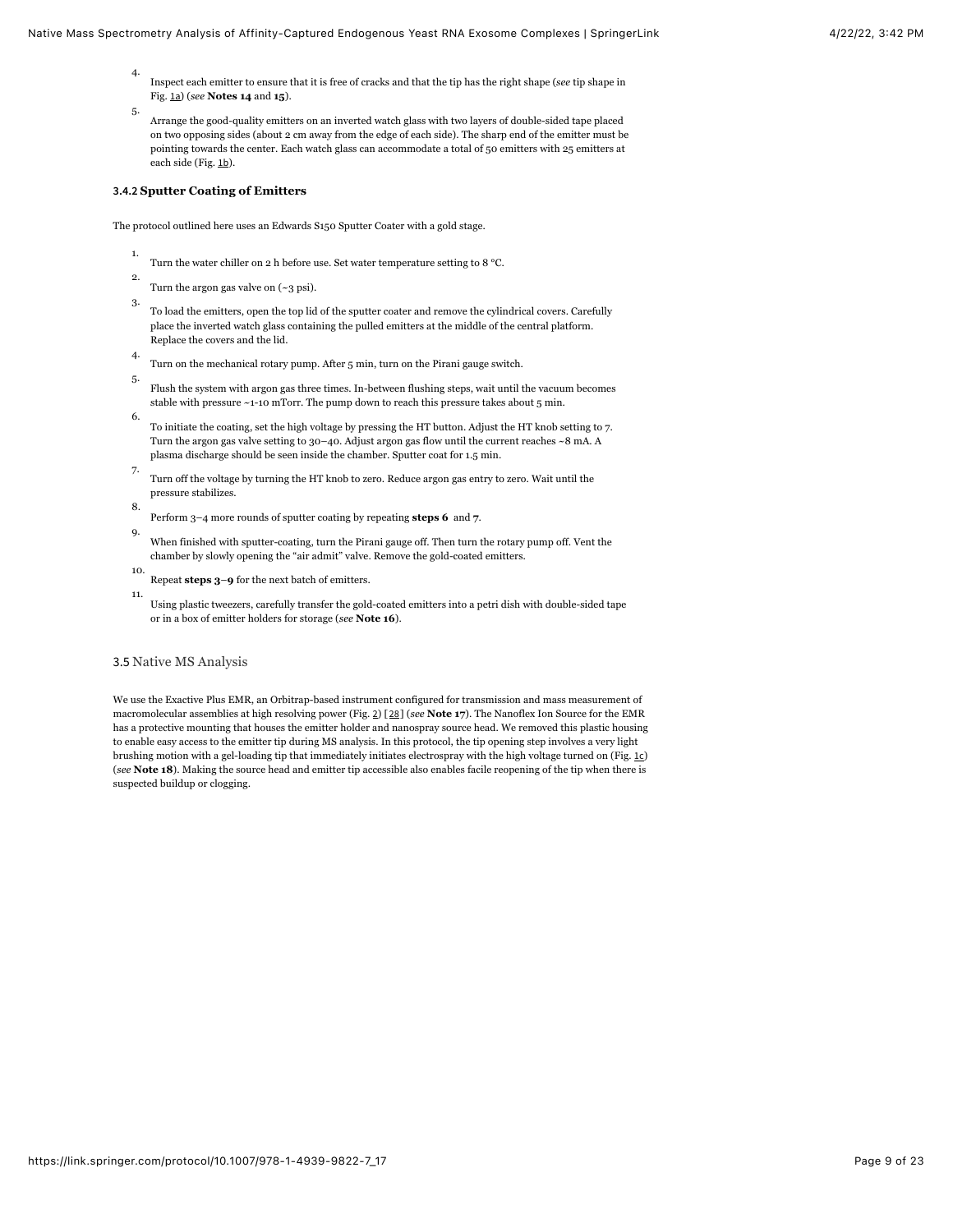4. Inspect each emitter to ensure that it is free of cracks and that the tip has the right shape (*see* tip shape in Fig. 1a) (*see* **Notes 14** and **15**).
5. Arrange the good-quality emitters on an inverted watch glass with two layers of double-sided tape placed on two opposing sides (about 2 cm away from the edge of each side). The sharp end of the emitter must be pointing towards the center. Each watch glass can accommodate a total of 50 emitters with 25 emitters at each side (Fig. 1b).

### 3.4.2 Sputter Coating of Emitters

The protocol outlined here uses an Edwards S150 Sputter Coater with a gold stage.

1. Turn the water chiller on 2 h before use. Set water temperature setting to 8 °C.
2. Turn the argon gas valve on (~3 psi).
3. To load the emitters, open the top lid of the sputter coater and remove the cylindrical covers. Carefully place the inverted watch glass containing the pulled emitters at the middle of the central platform. Replace the covers and the lid.
4. Turn on the mechanical rotary pump. After 5 min, turn on the Pirani gauge switch.
5. Flush the system with argon gas three times. In-between flushing steps, wait until the vacuum becomes stable with pressure ~1-10 mTorr. The pump down to reach this pressure takes about 5 min.
6. To initiate the coating, set the high voltage by pressing the HT button. Adjust the HT knob setting to 7. Turn the argon gas valve setting to 30–40. Adjust argon gas flow until the current reaches ~8 mA. A plasma discharge should be seen inside the chamber. Sputter coat for 1.5 min.
7. Turn off the voltage by turning the HT knob to zero. Reduce argon gas entry to zero. Wait until the pressure stabilizes.
8. Perform 3–4 more rounds of sputter coating by repeating **steps 6** and **7**.
9. When finished with sputter-coating, turn the Pirani gauge off. Then turn the rotary pump off. Vent the chamber by slowly opening the "air admit" valve. Remove the gold-coated emitters.
10. Repeat **steps 3**–**9** for the next batch of emitters.
11. Using plastic tweezers, carefully transfer the gold-coated emitters into a petri dish with double-sided tape or in a box of emitter holders for storage (*see* **Note 16**).

## 3.5 Native MS Analysis

We use the Exactive Plus EMR, an Orbitrap-based instrument configured for transmission and mass measurement of macromolecular assemblies at high resolving power (Fig. 2) [28] (*see* **Note 17**). The Nanoflex Ion Source for the EMR has a protective mounting that houses the emitter holder and nanospray source head. We removed this plastic housing to enable easy access to the emitter tip during MS analysis. In this protocol, the tip opening step involves a very light brushing motion with a gel-loading tip that immediately initiates electrospray with the high voltage turned on (Fig. 1c) (*see* **Note 18**). Making the source head and emitter tip accessible also enables facile reopening of the tip when there is suspected buildup or clogging.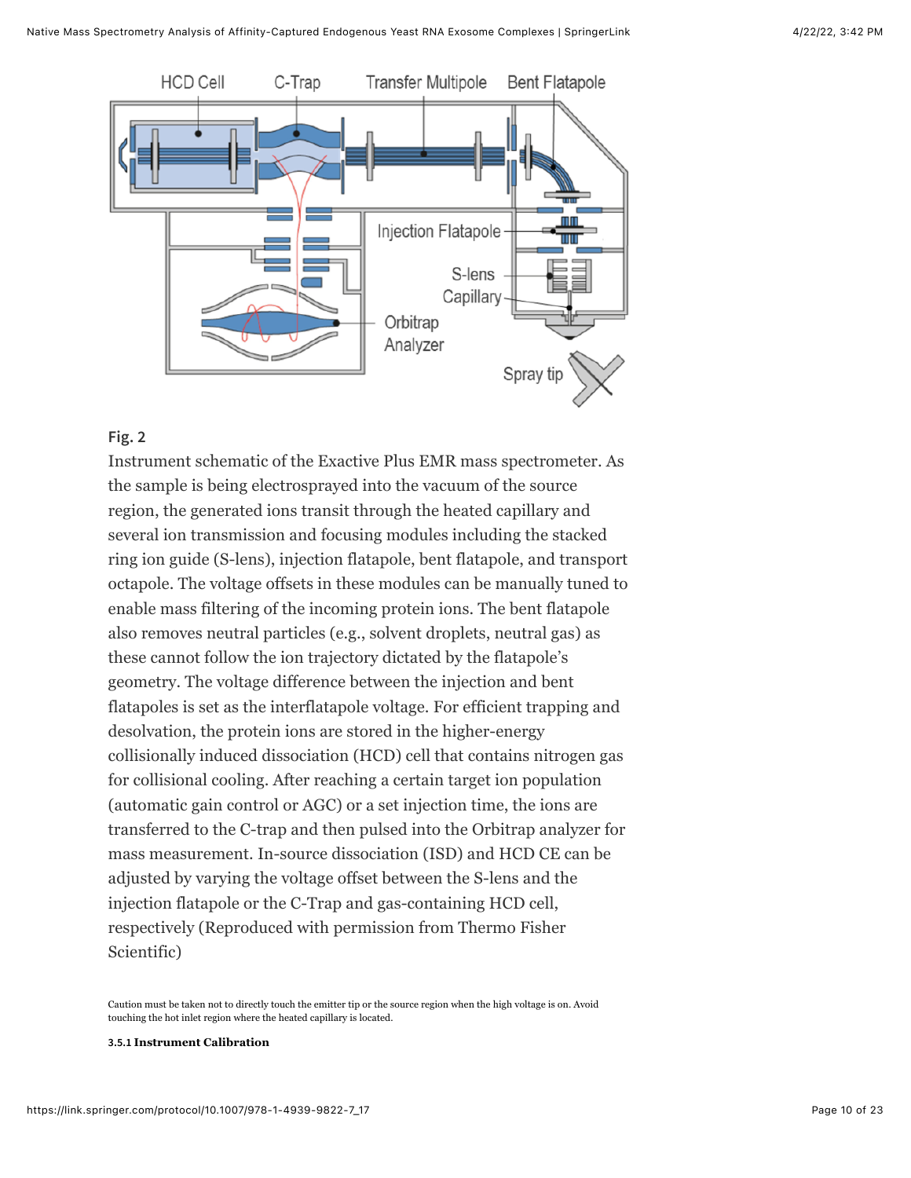Fig. 2

Instrument schematic of the Exactive Plus EMR mass spectrometer. As the sample is being electrosprayed into the vacuum of the source region, the generated ions transit through the heated capillary and several ion transmission and focusing modules including the stacked ring ion guide (S-lens), injection flatapole, bent flatapole, and transport octapole. The voltage offsets in these modules can be manually tuned to enable mass filtering of the incoming protein ions. The bent flatapole also removes neutral particles (e.g., solvent droplets, neutral gas) as these cannot follow the ion trajectory dictated by the flatapole's geometry. The voltage difference between the injection and bent flatapoles is set as the interflatapole voltage. For efficient trapping and desolvation, the protein ions are stored in the higher-energy collisionally induced dissociation (HCD) cell that contains nitrogen gas for collisional cooling. After reaching a certain target ion population (automatic gain control or AGC) or a set injection time, the ions are transferred to the C-trap and then pulsed into the Orbitrap analyzer for mass measurement. In-source dissociation (ISD) and HCD CE can be adjusted by varying the voltage offset between the S-lens and the injection flatapole or the C-Trap and gas-containing HCD cell, respectively (Reproduced with permission from Thermo Fisher Scientific)

Caution must be taken not to directly touch the emitter tip or the source region when the high voltage is on. Avoid touching the hot inlet region where the heated capillary is located.

#### 3.5.1 Instrument Calibration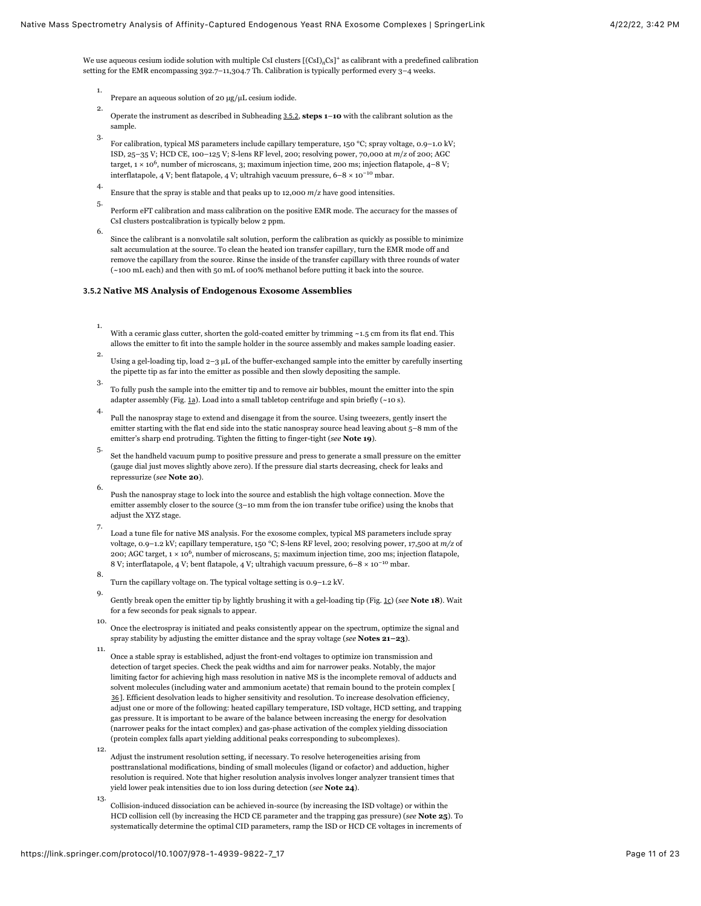We use aqueous cesium iodide solution with multiple CsI clusters $[(CsI)_nCs]^+$ as calibrant with a predefined calibration setting for the EMR encompassing 392.7–11,304.7 Th. Calibration is typically performed every 3–4 weeks.

1. Prepare an aqueous solution of 20 μg/μL cesium iodide.
2. Operate the instrument as described in Subheading 3.5.2, **steps 1–10** with the calibrant solution as the sample.
3. For calibration, typical MS parameters include capillary temperature, 150 °C; spray voltage, 0.9–1.0 kV; ISD, 25–35 V; HCD CE, 100–125 V; S-lens RF level, 200; resolving power, 70,000 at *m/z* of 200; AGC target, $1 \times 10^6$, number of microscans, 3; maximum injection time, 200 ms; injection flatapole, 4–8 V; interflatapole, 4 V; bent flatapole, 4 V; ultrahigh vacuum pressure, $6–8 \times 10^{-10}$ mbar.
4. Ensure that the spray is stable and that peaks up to 12,000 *m/z* have good intensities.
5. Perform eFT calibration and mass calibration on the positive EMR mode. The accuracy for the masses of CsI clusters postcalibration is typically below 2 ppm.
6. Since the calibrant is a nonvolatile salt solution, perform the calibration as quickly as possible to minimize salt accumulation at the source. To clean the heated ion transfer capillary, turn the EMR mode off and remove the capillary from the source. Rinse the inside of the transfer capillary with three rounds of water (~100 mL each) and then with 50 mL of 100% methanol before putting it back into the source.

### 3.5.2 Native MS Analysis of Endogenous Exosome Assemblies

1. With a ceramic glass cutter, shorten the gold-coated emitter by trimming ~1.5 cm from its flat end. This allows the emitter to fit into the sample holder in the source assembly and makes sample loading easier.
2. Using a gel-loading tip, load 2–3 μL of the buffer-exchanged sample into the emitter by carefully inserting the pipette tip as far into the emitter as possible and then slowly depositing the sample.
3. To fully push the sample into the emitter tip and to remove air bubbles, mount the emitter into the spin adapter assembly (Fig. 1a). Load into a small tabletop centrifuge and spin briefly (~10 s).
4. Pull the nanospray stage to extend and disengage it from the source. Using tweezers, gently insert the emitter starting with the flat end side into the static nanospray source head leaving about 5–8 mm of the emitter's sharp end protruding. Tighten the fitting to finger-tight (*see* **Note 19**).
5. Set the handheld vacuum pump to positive pressure and press to generate a small pressure on the emitter (gauge dial just moves slightly above zero). If the pressure dial starts decreasing, check for leaks and repressurize (*see* **Note 20**).
6. Push the nanospray stage to lock into the source and establish the high voltage connection. Move the emitter assembly closer to the source (3–10 mm from the ion transfer tube orifice) using the knobs that adjust the XYZ stage.
7. Load a tune file for native MS analysis. For the exosome complex, typical MS parameters include spray voltage, 0.9–1.2 kV; capillary temperature, 150 °C; S-lens RF level, 200; resolving power, 17,500 at *m/z* of 200; AGC target, $1 \times 10^6$, number of microscans, 5; maximum injection time, 200 ms; injection flatapole, 8 V; interflatapole, 4 V; bent flatapole, 4 V; ultrahigh vacuum pressure, $6–8 \times 10^{-10}$ mbar.
8. Turn the capillary voltage on. The typical voltage setting is 0.9–1.2 kV.
9. Gently break open the emitter tip by lightly brushing it with a gel-loading tip (Fig. 1c) (*see* **Note 18**). Wait for a few seconds for peak signals to appear.
10. Once the electrospray is initiated and peaks consistently appear on the spectrum, optimize the signal and spray stability by adjusting the emitter distance and the spray voltage (*see* **Notes 21–23**).
11. Once a stable spray is established, adjust the front-end voltages to optimize ion transmission and detection of target species. Check the peak widths and aim for narrower peaks. Notably, the major limiting factor for achieving high mass resolution in native MS is the incomplete removal of adducts and solvent molecules (including water and ammonium acetate) that remain bound to the protein complex [36]. Efficient desolvation leads to higher sensitivity and resolution. To increase desolvation efficiency, adjust one or more of the following: heated capillary temperature, ISD voltage, HCD setting, and trapping gas pressure. It is important to be aware of the balance between increasing the energy for desolvation (narrower peaks for the intact complex) and gas-phase activation of the complex yielding dissociation (protein complex falls apart yielding additional peaks corresponding to subcomplexes).
12. Adjust the instrument resolution setting, if necessary. To resolve heterogeneities arising from posttranslational modifications, binding of small molecules (ligand or cofactor) and adduction, higher resolution is required. Note that higher resolution analysis involves longer analyzer transient times that yield lower peak intensities due to ion loss during detection (*see* **Note 24**).
13. Collision-induced dissociation can be achieved in-source (by increasing the ISD voltage) or within the HCD collision cell (by increasing the HCD CE parameter and the trapping gas pressure) (*see* **Note 25**). To systematically determine the optimal CID parameters, ramp the ISD or HCD CE voltages in increments of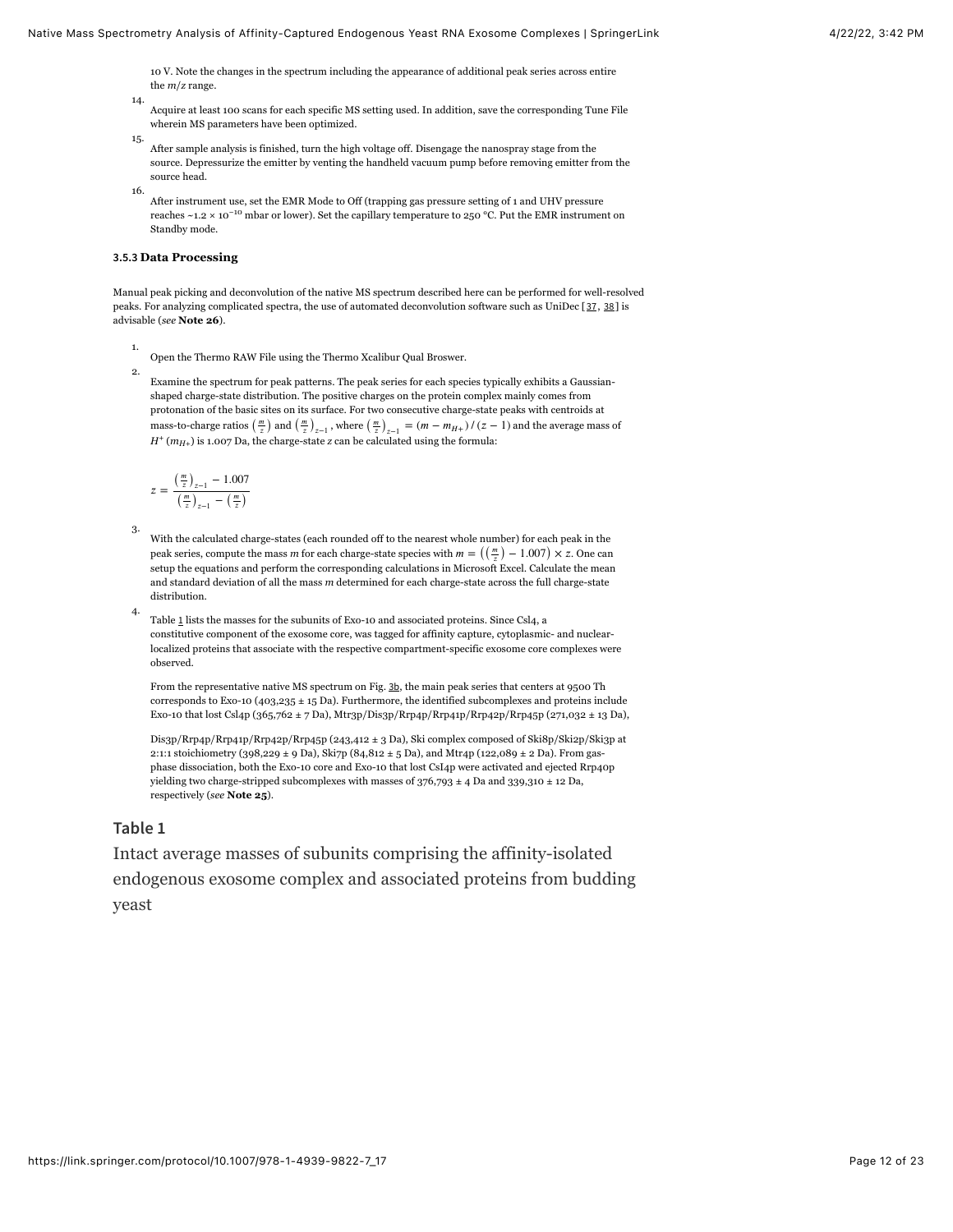10 V. Note the changes in the spectrum including the appearance of additional peak series across entire the $m/z$ range.

14. Acquire at least 100 scans for each specific MS setting used. In addition, save the corresponding Tune File wherein MS parameters have been optimized.

15. After sample analysis is finished, turn the high voltage off. Disengage the nanospray stage from the source. Depressurize the emitter by venting the handheld vacuum pump before removing emitter from the source head.

16. After instrument use, set the EMR Mode to Off (trapping gas pressure setting of 1 and UHV pressure reaches ~$1.2 \times 10^{-10}$ mbar or lower). Set the capillary temperature to 250 °C. Put the EMR instrument on Standby mode.

### 3.5.3 Data Processing

Manual peak picking and deconvolution of the native MS spectrum described here can be performed for well-resolved peaks. For analyzing complicated spectra, the use of automated deconvolution software such as UniDec [37, 38] is advisable (*see* **Note 26**).

1. Open the Thermo RAW File using the Thermo Xcalibur Qual Broswer.

2. Examine the spectrum for peak patterns. The peak series for each species typically exhibits a Gaussian-shaped charge-state distribution. The positive charges on the protein complex mainly comes from protonation of the basic sites on its surface. For two consecutive charge-state peaks with centroids at mass-to-charge ratios $\left(\frac{m}{z}\right)$ and $\left(\frac{m}{z}\right)_{z-1}$, where $\left(\frac{m}{z}\right)_{z-1} = (m - m_{H+}) / (z-1)$ and the average mass of $H^{+}$ ($m_{H+}$) is 1.007 Da, the charge-state $z$ can be calculated using the formula:

$$z = \frac{\left(\frac{m}{z}\right)_{z-1} - 1.007}{\left(\frac{m}{z}\right)_{z-1} - \left(\frac{m}{z}\right)}$$

3. With the calculated charge-states (each rounded off to the nearest whole number) for each peak in the peak series, compute the mass $m$ for each charge-state species with $m = \left(\left(\frac{m}{z}\right) - 1.007\right) \times z$. One can setup the equations and perform the corresponding calculations in Microsoft Excel. Calculate the mean and standard deviation of all the mass $m$ determined for each charge-state across the full charge-state distribution.

4. Table 1 lists the masses for the subunits of Exo-10 and associated proteins. Since Csl4, a constitutive component of the exosome core, was tagged for affinity capture, cytoplasmic- and nuclear-localized proteins that associate with the respective compartment-specific exosome core complexes were observed.

   From the representative native MS spectrum on Fig. 3b, the main peak series that centers at 9500 Th corresponds to Exo-10 (403,235 ± 15 Da). Furthermore, the identified subcomplexes and proteins include Exo-10 that lost Csl4p (365,762 ± 7 Da), Mtr3p/Dis3p/Rrp4p/Rrp41p/Rrp42p/Rrp45p (271,032 ± 13 Da), Dis3p/Rrp4p/Rrp41p/Rrp42p/Rrp45p (243,412 ± 3 Da), Ski complex composed of Ski8p/Ski2p/Ski3p at 2:1:1 stoichiometry (398,229 ± 9 Da), Ski7p (84,812 ± 5 Da), and Mtr4p (122,089 ± 2 Da). From gas-phase dissociation, both the Exo-10 core and Exo-10 that lost CsI4p were activated and ejected Rrp40p yielding two charge-stripped subcomplexes with masses of 376,793 ± 4 Da and 339,310 ± 12 Da, respectively (*see* **Note 25**).

## Table 1

Intact average masses of subunits comprising the affinity-isolated endogenous exosome complex and associated proteins from budding yeast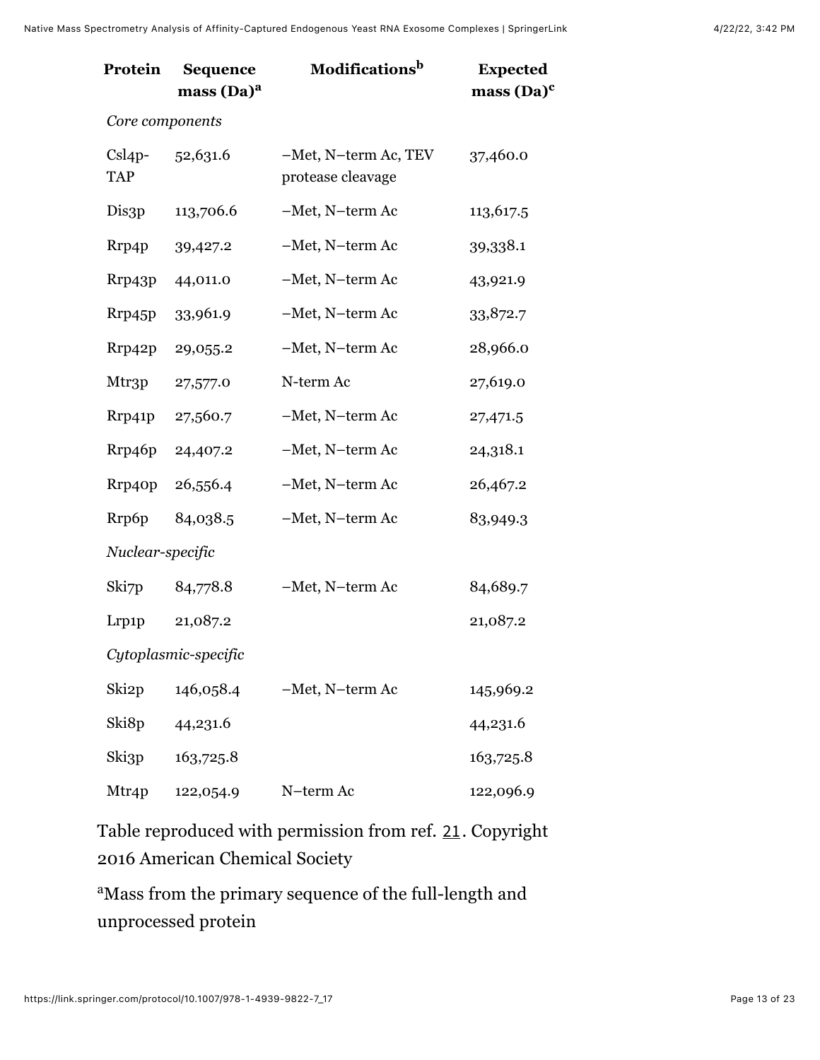| Protein | Sequence mass (Da)[a] | Modifications[b] | Expected mass (Da)[c] |
|---|---|---|---|
| *Core components* | | | |
| Csl4p-TAP | 52,631.6 | −Met, N−term Ac, TEV protease cleavage | 37,460.0 |
| Dis3p | 113,706.6 | −Met, N−term Ac | 113,617.5 |
| Rrp4p | 39,427.2 | −Met, N−term Ac | 39,338.1 |
| Rrp43p | 44,011.0 | −Met, N−term Ac | 43,921.9 |
| Rrp45p | 33,961.9 | −Met, N−term Ac | 33,872.7 |
| Rrp42p | 29,055.2 | −Met, N−term Ac | 28,966.0 |
| Mtr3p | 27,577.0 | N-term Ac | 27,619.0 |
| Rrp41p | 27,560.7 | −Met, N−term Ac | 27,471.5 |
| Rrp46p | 24,407.2 | −Met, N−term Ac | 24,318.1 |
| Rrp40p | 26,556.4 | −Met, N−term Ac | 26,467.2 |
| Rrp6p | 84,038.5 | −Met, N−term Ac | 83,949.3 |
| *Nuclear-specific* | | | |
| Ski7p | 84,778.8 | −Met, N−term Ac | 84,689.7 |
| Lrp1p | 21,087.2 | | 21,087.2 |
| *Cytoplasmic-specific* | | | |
| Ski2p | 146,058.4 | −Met, N−term Ac | 145,969.2 |
| Ski8p | 44,231.6 | | 44,231.6 |
| Ski3p | 163,725.8 | | 163,725.8 |
| Mtr4p | 122,054.9 | N−term Ac | 122,096.9 |

Table reproduced with permission from ref. 21. Copyright 2016 American Chemical Society

[a]Mass from the primary sequence of the full-length and unprocessed protein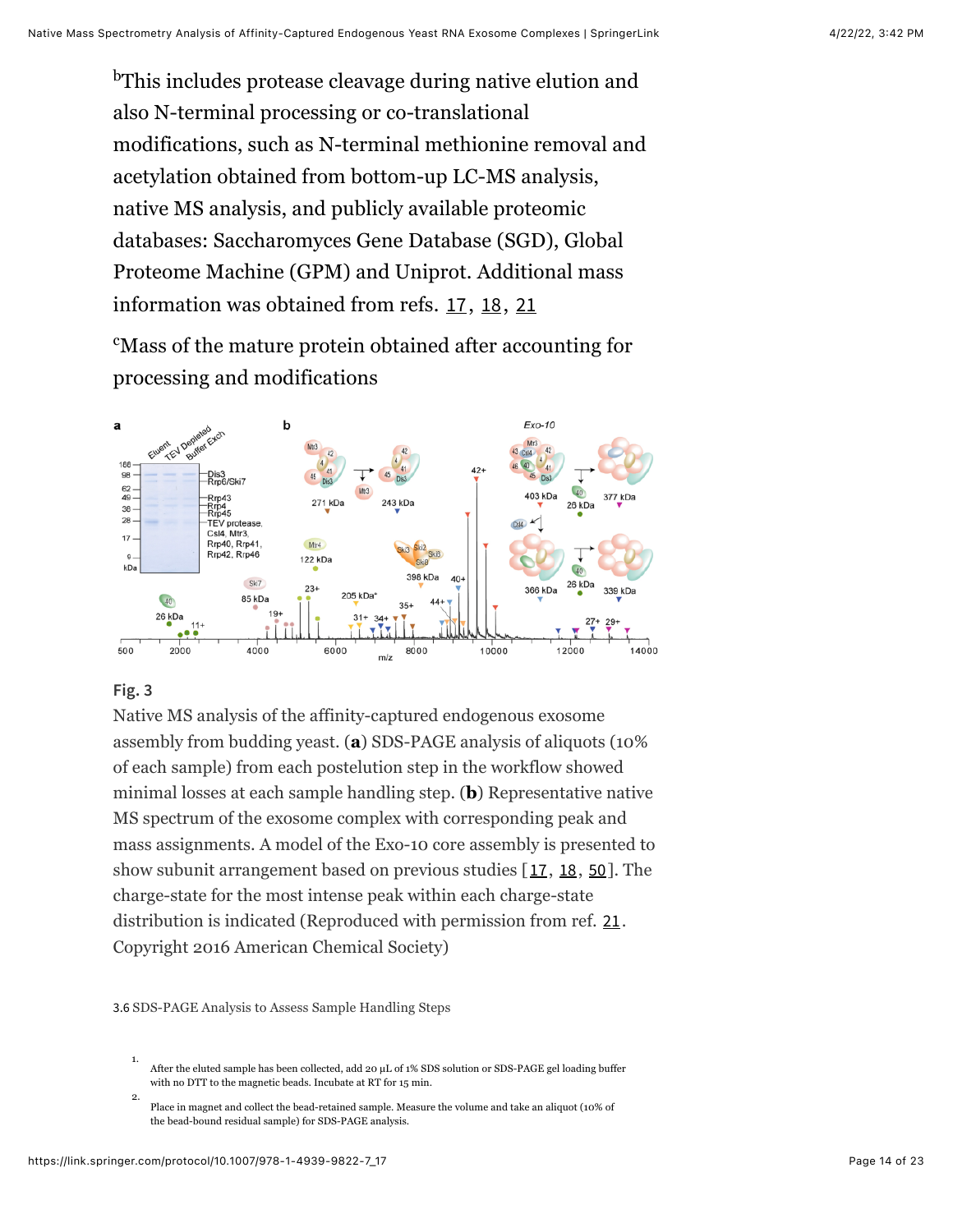[b]This includes protease cleavage during native elution and also N-terminal processing or co-translational modifications, such as N-terminal methionine removal and acetylation obtained from bottom-up LC-MS analysis, native MS analysis, and publicly available proteomic databases: Saccharomyces Gene Database (SGD), Global Proteome Machine (GPM) and Uniprot. Additional mass information was obtained from refs. 17, 18, 21

[c]Mass of the mature protein obtained after accounting for processing and modifications

**Fig. 3**

Native MS analysis of the affinity-captured endogenous exosome assembly from budding yeast. (**a**) SDS-PAGE analysis of aliquots (10% of each sample) from each postelution step in the workflow showed minimal losses at each sample handling step. (**b**) Representative native MS spectrum of the exosome complex with corresponding peak and mass assignments. A model of the Exo-10 core assembly is presented to show subunit arrangement based on previous studies [17, 18, 50]. The charge-state for the most intense peak within each charge-state distribution is indicated (Reproduced with permission from ref. 21. Copyright 2016 American Chemical Society)

3.6 SDS-PAGE Analysis to Assess Sample Handling Steps

1. After the eluted sample has been collected, add 20 μL of 1% SDS solution or SDS-PAGE gel loading buffer with no DTT to the magnetic beads. Incubate at RT for 15 min.
2. Place in magnet and collect the bead-retained sample. Measure the volume and take an aliquot (10% of the bead-bound residual sample) for SDS-PAGE analysis.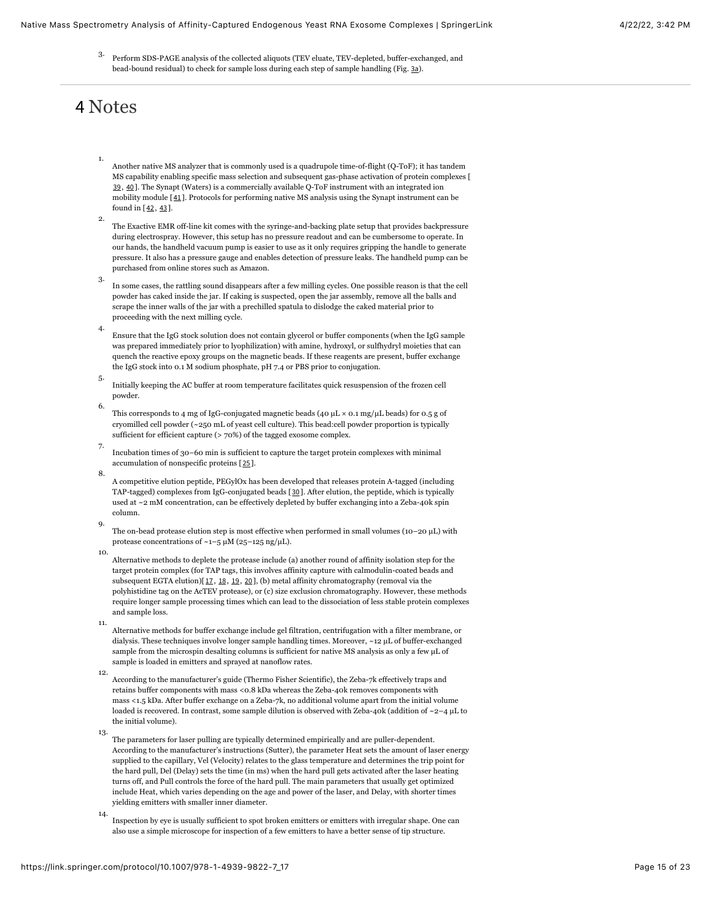3. Perform SDS-PAGE analysis of the collected aliquots (TEV eluate, TEV-depleted, buffer-exchanged, and bead-bound residual) to check for sample loss during each step of sample handling (Fig. 3a).

# 4 Notes

1. Another native MS analyzer that is commonly used is a quadrupole time-of-flight (Q-ToF); it has tandem MS capability enabling specific mass selection and subsequent gas-phase activation of protein complexes [39, 40]. The Synapt (Waters) is a commercially available Q-ToF instrument with an integrated ion mobility module [41]. Protocols for performing native MS analysis using the Synapt instrument can be found in [42, 43].

2. The Exactive EMR off-line kit comes with the syringe-and-backing plate setup that provides backpressure during electrospray. However, this setup has no pressure readout and can be cumbersome to operate. In our hands, the handheld vacuum pump is easier to use as it only requires gripping the handle to generate pressure. It also has a pressure gauge and enables detection of pressure leaks. The handheld pump can be purchased from online stores such as Amazon.

3. In some cases, the rattling sound disappears after a few milling cycles. One possible reason is that the cell powder has caked inside the jar. If caking is suspected, open the jar assembly, remove all the balls and scrape the inner walls of the jar with a prechilled spatula to dislodge the caked material prior to proceeding with the next milling cycle.

4. Ensure that the IgG stock solution does not contain glycerol or buffer components (when the IgG sample was prepared immediately prior to lyophilization) with amine, hydroxyl, or sulfhydryl moieties that can quench the reactive epoxy groups on the magnetic beads. If these reagents are present, buffer exchange the IgG stock into 0.1 M sodium phosphate, pH 7.4 or PBS prior to conjugation.

5. Initially keeping the AC buffer at room temperature facilitates quick resuspension of the frozen cell powder.

6. This corresponds to 4 mg of IgG-conjugated magnetic beads (40 μL × 0.1 mg/μL beads) for 0.5 g of cryomilled cell powder (~250 mL of yeast cell culture). This bead:cell powder proportion is typically sufficient for efficient capture (> 70%) of the tagged exosome complex.

7. Incubation times of 30–60 min is sufficient to capture the target protein complexes with minimal accumulation of nonspecific proteins [25].

8. A competitive elution peptide, PEGylOx has been developed that releases protein A-tagged (including TAP-tagged) complexes from IgG-conjugated beads [30]. After elution, the peptide, which is typically used at ~2 mM concentration, can be effectively depleted by buffer exchanging into a Zeba-40k spin column.

9. The on-bead protease elution step is most effective when performed in small volumes (10–20 μL) with protease concentrations of ~1–5 μM (25–125 ng/μL).

10. Alternative methods to deplete the protease include (a) another round of affinity isolation step for the target protein complex (for TAP tags, this involves affinity capture with calmodulin-coated beads and subsequent EGTA elution)[17, 18, 19, 20], (b) metal affinity chromatography (removal via the polyhistidine tag on the AcTEV protease), or (c) size exclusion chromatography. However, these methods require longer sample processing times which can lead to the dissociation of less stable protein complexes and sample loss.

11. Alternative methods for buffer exchange include gel filtration, centrifugation with a filter membrane, or dialysis. These techniques involve longer sample handling times. Moreover, ~12 μL of buffer-exchanged sample from the microspin desalting columns is sufficient for native MS analysis as only a few μL of sample is loaded in emitters and sprayed at nanoflow rates.

12. According to the manufacturer's guide (Thermo Fisher Scientific), the Zeba-7k effectively traps and retains buffer components with mass <0.8 kDa whereas the Zeba-40k removes components with mass <1.5 kDa. After buffer exchange on a Zeba-7k, no additional volume apart from the initial volume loaded is recovered. In contrast, some sample dilution is observed with Zeba-40k (addition of ~2–4 μL to the initial volume).

13. The parameters for laser pulling are typically determined empirically and are puller-dependent. According to the manufacturer's instructions (Sutter), the parameter Heat sets the amount of laser energy supplied to the capillary, Vel (Velocity) relates to the glass temperature and determines the trip point for the hard pull, Del (Delay) sets the time (in ms) when the hard pull gets activated after the laser heating turns off, and Pull controls the force of the hard pull. The main parameters that usually get optimized include Heat, which varies depending on the age and power of the laser, and Delay, with shorter times yielding emitters with smaller inner diameter.

14. Inspection by eye is usually sufficient to spot broken emitters or emitters with irregular shape. One can also use a simple microscope for inspection of a few emitters to have a better sense of tip structure.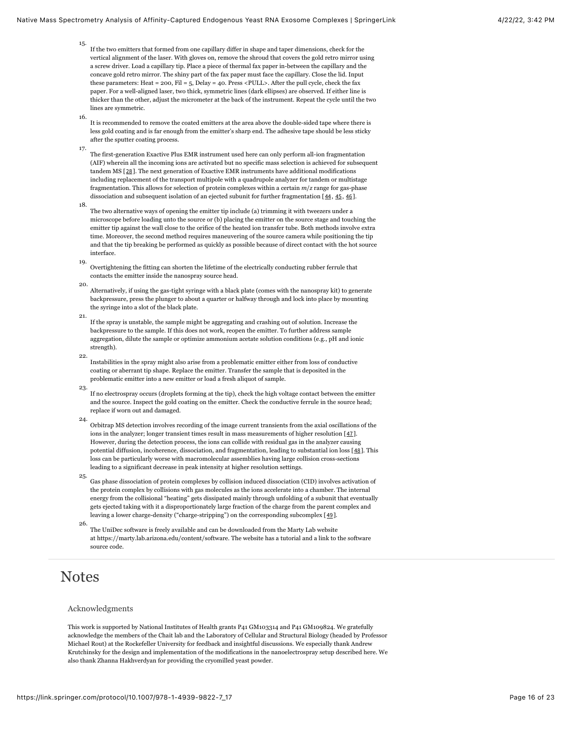15. If the two emitters that formed from one capillary differ in shape and taper dimensions, check for the vertical alignment of the laser. With gloves on, remove the shroud that covers the gold retro mirror using a screw driver. Load a capillary tip. Place a piece of thermal fax paper in-between the capillary and the concave gold retro mirror. The shiny part of the fax paper must face the capillary. Close the lid. Input these parameters: Heat = 200, Fil = 5, Delay = 40. Press <PULL>. After the pull cycle, check the fax paper. For a well-aligned laser, two thick, symmetric lines (dark ellipses) are observed. If either line is thicker than the other, adjust the micrometer at the back of the instrument. Repeat the cycle until the two lines are symmetric.

16. It is recommended to remove the coated emitters at the area above the double-sided tape where there is less gold coating and is far enough from the emitter's sharp end. The adhesive tape should be less sticky after the sputter coating process.

17. The first-generation Exactive Plus EMR instrument used here can only perform all-ion fragmentation (AIF) wherein all the incoming ions are activated but no specific mass selection is achieved for subsequent tandem MS [28]. The next generation of Exactive EMR instruments have additional modifications including replacement of the transport multipole with a quadrupole analyzer for tandem or multistage fragmentation. This allows for selection of protein complexes within a certain $m/z$ range for gas-phase dissociation and subsequent isolation of an ejected subunit for further fragmentation [44, 45, 46].

18. The two alternative ways of opening the emitter tip include (a) trimming it with tweezers under a microscope before loading unto the source or (b) placing the emitter on the source stage and touching the emitter tip against the wall close to the orifice of the heated ion transfer tube. Both methods involve extra time. Moreover, the second method requires maneuvering of the source camera while positioning the tip and that the tip breaking be performed as quickly as possible because of direct contact with the hot source interface.

19. Overtightening the fitting can shorten the lifetime of the electrically conducting rubber ferrule that contacts the emitter inside the nanospray source head.

20. Alternatively, if using the gas-tight syringe with a black plate (comes with the nanospray kit) to generate backpressure, press the plunger to about a quarter or halfway through and lock into place by mounting the syringe into a slot of the black plate.

21. If the spray is unstable, the sample might be aggregating and crashing out of solution. Increase the backpressure to the sample. If this does not work, reopen the emitter. To further address sample aggregation, dilute the sample or optimize ammonium acetate solution conditions (e.g., pH and ionic strength).

22. Instabilities in the spray might also arise from a problematic emitter either from loss of conductive coating or aberrant tip shape. Replace the emitter. Transfer the sample that is deposited in the problematic emitter into a new emitter or load a fresh aliquot of sample.

23. If no electrospray occurs (droplets forming at the tip), check the high voltage contact between the emitter and the source. Inspect the gold coating on the emitter. Check the conductive ferrule in the source head; replace if worn out and damaged.

24. Orbitrap MS detection involves recording of the image current transients from the axial oscillations of the ions in the analyzer; longer transient times result in mass measurements of higher resolution [47]. However, during the detection process, the ions can collide with residual gas in the analyzer causing potential diffusion, incoherence, dissociation, and fragmentation, leading to substantial ion loss [48]. This loss can be particularly worse with macromolecular assemblies having large collision cross-sections leading to a significant decrease in peak intensity at higher resolution settings.

25. Gas phase dissociation of protein complexes by collision induced dissociation (CID) involves activation of the protein complex by collisions with gas molecules as the ions accelerate into a chamber. The internal energy from the collisional "heating" gets dissipated mainly through unfolding of a subunit that eventually gets ejected taking with it a disproportionately large fraction of the charge from the parent complex and leaving a lower charge-density ("charge-stripping") on the corresponding subcomplex [49].

26. The UniDec software is freely available and can be downloaded from the Marty Lab website at https://marty.lab.arizona.edu/content/software. The website has a tutorial and a link to the software source code.

# Notes

## Acknowledgments

This work is supported by National Institutes of Health grants P41 GM103314 and P41 GM109824. We gratefully acknowledge the members of the Chait lab and the Laboratory of Cellular and Structural Biology (headed by Professor Michael Rout) at the Rockefeller University for feedback and insightful discussions. We especially thank Andrew Krutchinsky for the design and implementation of the modifications in the nanoelectrospray setup described here. We also thank Zhanna Hakhverdyan for providing the cryomilled yeast powder.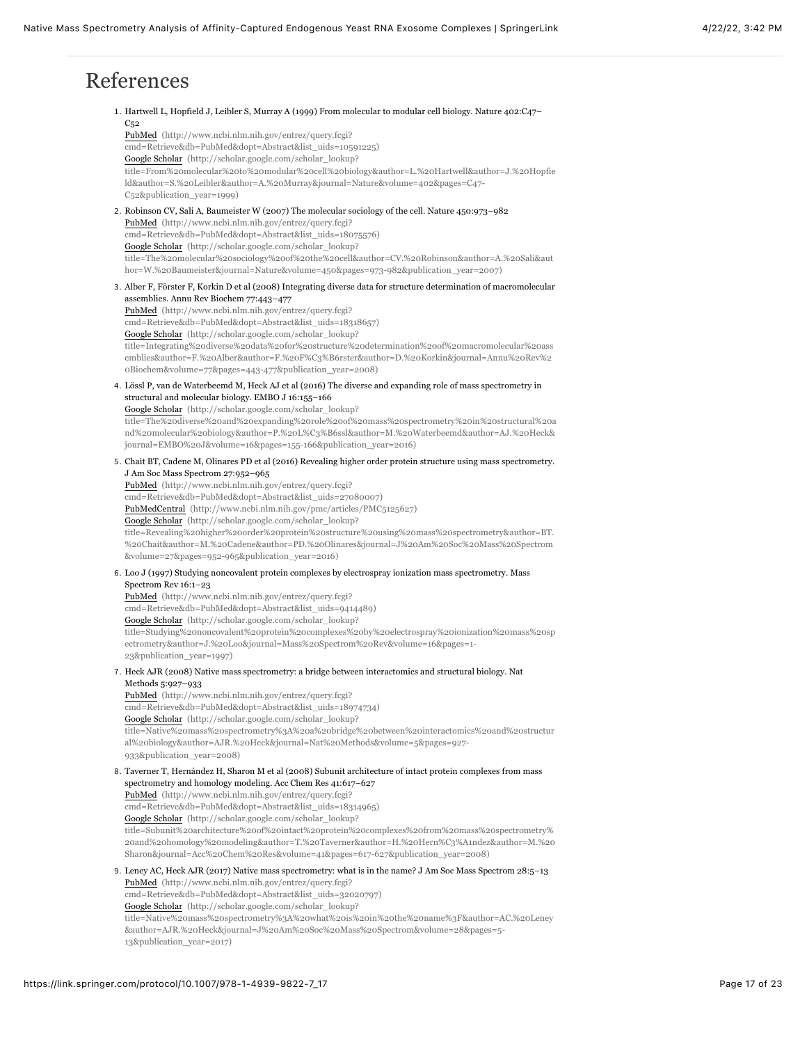# References

1. Hartwell L, Hopfield J, Leibler S, Murray A (1999) From molecular to modular cell biology. Nature 402:C47–C52
   PubMed (http://www.ncbi.nlm.nih.gov/entrez/query.fcgi?cmd=Retrieve&db=PubMed&dopt=Abstract&list_uids=10591225)
   Google Scholar (http://scholar.google.com/scholar_lookup?title=From%20molecular%20to%20modular%20cell%20biology&author=L.%20Hartwell&author=J.%20Hopfield&author=S.%20Leibler&author=A.%20Murray&journal=Nature&volume=402&pages=C47-C52&publication_year=1999)

2. Robinson CV, Sali A, Baumeister W (2007) The molecular sociology of the cell. Nature 450:973–982
   PubMed (http://www.ncbi.nlm.nih.gov/entrez/query.fcgi?cmd=Retrieve&db=PubMed&dopt=Abstract&list_uids=18075576)
   Google Scholar (http://scholar.google.com/scholar_lookup?title=The%20molecular%20sociology%20of%20the%20cell&author=CV.%20Robinson&author=A.%20Sali&author=W.%20Baumeister&journal=Nature&volume=450&pages=973-982&publication_year=2007)

3. Alber F, Förster F, Korkin D et al (2008) Integrating diverse data for structure determination of macromolecular assemblies. Annu Rev Biochem 77:443–477
   PubMed (http://www.ncbi.nlm.nih.gov/entrez/query.fcgi?cmd=Retrieve&db=PubMed&dopt=Abstract&list_uids=18318657)
   Google Scholar (http://scholar.google.com/scholar_lookup?title=Integrating%20diverse%20data%20for%20structure%20determination%20of%20macromolecular%20assemblies&author=F.%20Alber&author=F.%20F%C3%B6rster&author=D.%20Korkin&journal=Annu%20Rev%20Biochem&volume=77&pages=443-477&publication_year=2008)

4. Lössl P, van de Waterbeemd M, Heck AJ et al (2016) The diverse and expanding role of mass spectrometry in structural and molecular biology. EMBO J 16:155–166
   Google Scholar (http://scholar.google.com/scholar_lookup?title=The%20diverse%20and%20expanding%20role%20of%20mass%20spectrometry%20in%20structural%20and%20molecular%20biology&author=P.%20L%C3%B6ssl&author=M.%20Waterbeemd&author=AJ.%20Heck&journal=EMBO%20J&volume=16&pages=155-166&publication_year=2016)

5. Chait BT, Cadene M, Olinares PD et al (2016) Revealing higher order protein structure using mass spectrometry. J Am Soc Mass Spectrom 27:952–965
   PubMed (http://www.ncbi.nlm.nih.gov/entrez/query.fcgi?cmd=Retrieve&db=PubMed&dopt=Abstract&list_uids=27080007)
   PubMedCentral (http://www.ncbi.nlm.nih.gov/pmc/articles/PMC5125627)
   Google Scholar (http://scholar.google.com/scholar_lookup?title=Revealing%20higher%20order%20protein%20structure%20using%20mass%20spectrometry&author=BT.%20Chait&author=M.%20Cadene&author=PD.%20Olinares&journal=J%20Am%20Soc%20Mass%20Spectrom&volume=27&pages=952-965&publication_year=2016)

6. Loo J (1997) Studying noncovalent protein complexes by electrospray ionization mass spectrometry. Mass Spectrom Rev 16:1–23
   PubMed (http://www.ncbi.nlm.nih.gov/entrez/query.fcgi?cmd=Retrieve&db=PubMed&dopt=Abstract&list_uids=9414489)
   Google Scholar (http://scholar.google.com/scholar_lookup?title=Studying%20noncovalent%20protein%20complexes%20by%20electrospray%20ionization%20mass%20spectrometry&author=J.%20Loo&journal=Mass%20Spectrom%20Rev&volume=16&pages=1-23&publication_year=1997)

7. Heck AJR (2008) Native mass spectrometry: a bridge between interactomics and structural biology. Nat Methods 5:927–933
   PubMed (http://www.ncbi.nlm.nih.gov/entrez/query.fcgi?cmd=Retrieve&db=PubMed&dopt=Abstract&list_uids=18974734)
   Google Scholar (http://scholar.google.com/scholar_lookup?title=Native%20mass%20spectrometry%3A%20a%20bridge%20between%20interactomics%20and%20structural%20biology&author=AJR.%20Heck&journal=Nat%20Methods&volume=5&pages=927-933&publication_year=2008)

8. Taverner T, Hernández H, Sharon M et al (2008) Subunit architecture of intact protein complexes from mass spectrometry and homology modeling. Acc Chem Res 41:617–627
   PubMed (http://www.ncbi.nlm.nih.gov/entrez/query.fcgi?cmd=Retrieve&db=PubMed&dopt=Abstract&list_uids=18314965)
   Google Scholar (http://scholar.google.com/scholar_lookup?title=Subunit%20architecture%20of%20intact%20protein%20complexes%20from%20mass%20spectrometry%20and%20homology%20modeling&author=T.%20Taverner&author=H.%20Hern%C3%A1ndez&author=M.%20Sharon&journal=Acc%20Chem%20Res&volume=41&pages=617-627&publication_year=2008)

9. Leney AC, Heck AJR (2017) Native mass spectrometry: what is in the name? J Am Soc Mass Spectrom 28:5–13
   PubMed (http://www.ncbi.nlm.nih.gov/entrez/query.fcgi?cmd=Retrieve&db=PubMed&dopt=Abstract&list_uids=32020797)
   Google Scholar (http://scholar.google.com/scholar_lookup?title=Native%20mass%20spectrometry%3A%20what%20is%20in%20the%20name%3F&author=AC.%20Leney&author=AJR.%20Heck&journal=J%20Am%20Soc%20Mass%20Spectrom&volume=28&pages=5-13&publication_year=2017)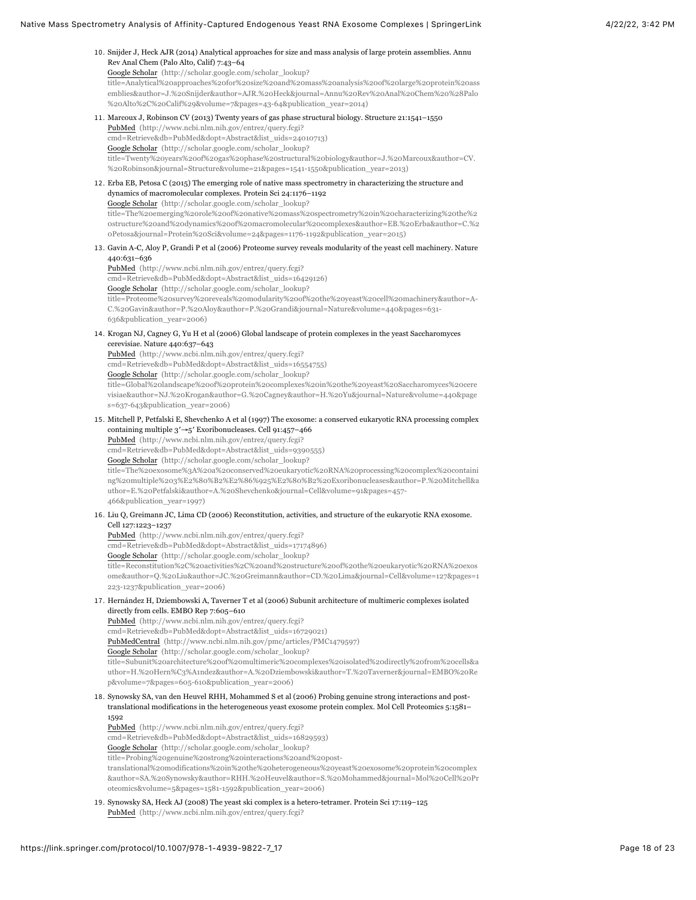10. Snijder J, Heck AJR (2014) Analytical approaches for size and mass analysis of large protein assemblies. Annu Rev Anal Chem (Palo Alto, Calif) 7:43–64
    Google Scholar (http://scholar.google.com/scholar_lookup?title=Analytical%20approaches%20for%20size%20and%20mass%20analysis%20of%20large%20protein%20assemblies&author=J.%20Snijder&author=AJR.%20Heck&journal=Annu%20Rev%20Anal%20Chem%20%28Palo%20Alto%2C%20Calif%29&volume=7&pages=43-64&publication_year=2014)

11. Marcoux J, Robinson CV (2013) Twenty years of gas phase structural biology. Structure 21:1541–1550
    PubMed (http://www.ncbi.nlm.nih.gov/entrez/query.fcgi?cmd=Retrieve&db=PubMed&dopt=Abstract&list_uids=24010713)
    Google Scholar (http://scholar.google.com/scholar_lookup?title=Twenty%20years%20of%20gas%20phase%20structural%20biology&author=J.%20Marcoux&author=CV.%20Robinson&journal=Structure&volume=21&pages=1541-1550&publication_year=2013)

12. Erba EB, Petosa C (2015) The emerging role of native mass spectrometry in characterizing the structure and dynamics of macromolecular complexes. Protein Sci 24:1176–1192
    Google Scholar (http://scholar.google.com/scholar_lookup?title=The%20emerging%20role%20of%20native%20mass%20spectrometry%20in%20characterizing%20the%20structure%20and%20dynamics%20of%20macromolecular%20complexes&author=EB.%20Erba&author=C.%20Petosa&journal=Protein%20Sci&volume=24&pages=1176-1192&publication_year=2015)

13. Gavin A-C, Aloy P, Grandi P et al (2006) Proteome survey reveals modularity of the yeast cell machinery. Nature 440:631–636
    PubMed (http://www.ncbi.nlm.nih.gov/entrez/query.fcgi?cmd=Retrieve&db=PubMed&dopt=Abstract&list_uids=16429126)
    Google Scholar (http://scholar.google.com/scholar_lookup?title=Proteome%20survey%20reveals%20modularity%20of%20the%20yeast%20cell%20machinery&author=A-C.%20Gavin&author=P.%20Aloy&author=P.%20Grandi&journal=Nature&volume=440&pages=631-636&publication_year=2006)

14. Krogan NJ, Cagney G, Yu H et al (2006) Global landscape of protein complexes in the yeast Saccharomyces cerevisiae. Nature 440:637–643
    PubMed (http://www.ncbi.nlm.nih.gov/entrez/query.fcgi?cmd=Retrieve&db=PubMed&dopt=Abstract&list_uids=16554755)
    Google Scholar (http://scholar.google.com/scholar_lookup?title=Global%20landscape%20of%20protein%20complexes%20in%20the%20yeast%20Saccharomyces%20cerevisiae&author=NJ.%20Krogan&author=G.%20Cagney&author=H.%20Yu&journal=Nature&volume=440&pages=637-643&publication_year=2006)

15. Mitchell P, Petfalski E, Shevchenko A et al (1997) The exosome: a conserved eukaryotic RNA processing complex containing multiple 3′→5′ Exoribonucleases. Cell 91:457–466
    PubMed (http://www.ncbi.nlm.nih.gov/entrez/query.fcgi?cmd=Retrieve&db=PubMed&dopt=Abstract&list_uids=9390555)
    Google Scholar (http://scholar.google.com/scholar_lookup?title=The%20exosome%3A%20a%20conserved%20eukaryotic%20RNA%20processing%20complex%20containing%20multiple%203%E2%80%B2%E2%86%925%E2%80%B2%20Exoribonucleases&author=P.%20Mitchell&author=E.%20Petfalski&author=A.%20Shevchenko&journal=Cell&volume=91&pages=457-466&publication_year=1997)

16. Liu Q, Greimann JC, Lima CD (2006) Reconstitution, activities, and structure of the eukaryotic RNA exosome. Cell 127:1223–1237
    PubMed (http://www.ncbi.nlm.nih.gov/entrez/query.fcgi?cmd=Retrieve&db=PubMed&dopt=Abstract&list_uids=17174896)
    Google Scholar (http://scholar.google.com/scholar_lookup?title=Reconstitution%2C%20activities%2C%20and%20structure%20of%20the%20eukaryotic%20RNA%20exosome&author=Q.%20Liu&author=JC.%20Greimann&author=CD.%20Lima&journal=Cell&volume=127&pages=1223-1237&publication_year=2006)

17. Hernández H, Dziembowski A, Taverner T et al (2006) Subunit architecture of multimeric complexes isolated directly from cells. EMBO Rep 7:605–610
    PubMed (http://www.ncbi.nlm.nih.gov/entrez/query.fcgi?cmd=Retrieve&db=PubMed&dopt=Abstract&list_uids=16729021)
    PubMedCentral (http://www.ncbi.nlm.nih.gov/pmc/articles/PMC1479597)
    Google Scholar (http://scholar.google.com/scholar_lookup?title=Subunit%20architecture%20of%20multimeric%20complexes%20isolated%20directly%20from%20cells&author=H.%20Hern%C3%A1ndez&author=A.%20Dziembowski&author=T.%20Taverner&journal=EMBO%20Rep&volume=7&pages=605-610&publication_year=2006)

18. Synowsky SA, van den Heuvel RHH, Mohammed S et al (2006) Probing genuine strong interactions and post-translational modifications in the heterogeneous yeast exosome protein complex. Mol Cell Proteomics 5:1581–1592
    PubMed (http://www.ncbi.nlm.nih.gov/entrez/query.fcgi?cmd=Retrieve&db=PubMed&dopt=Abstract&list_uids=16829593)
    Google Scholar (http://scholar.google.com/scholar_lookup?title=Probing%20genuine%20strong%20interactions%20and%20post-translational%20modifications%20in%20the%20heterogeneous%20yeast%20exosome%20protein%20complex&author=SA.%20Synowsky&author=RHH.%20Heuvel&author=S.%20Mohammed&journal=Mol%20Cell%20Proteomics&volume=5&pages=1581-1592&publication_year=2006)

19. Synowsky SA, Heck AJ (2008) The yeast ski complex is a hetero-tetramer. Protein Sci 17:119–125
    PubMed (http://www.ncbi.nlm.nih.gov/entrez/query.fcgi?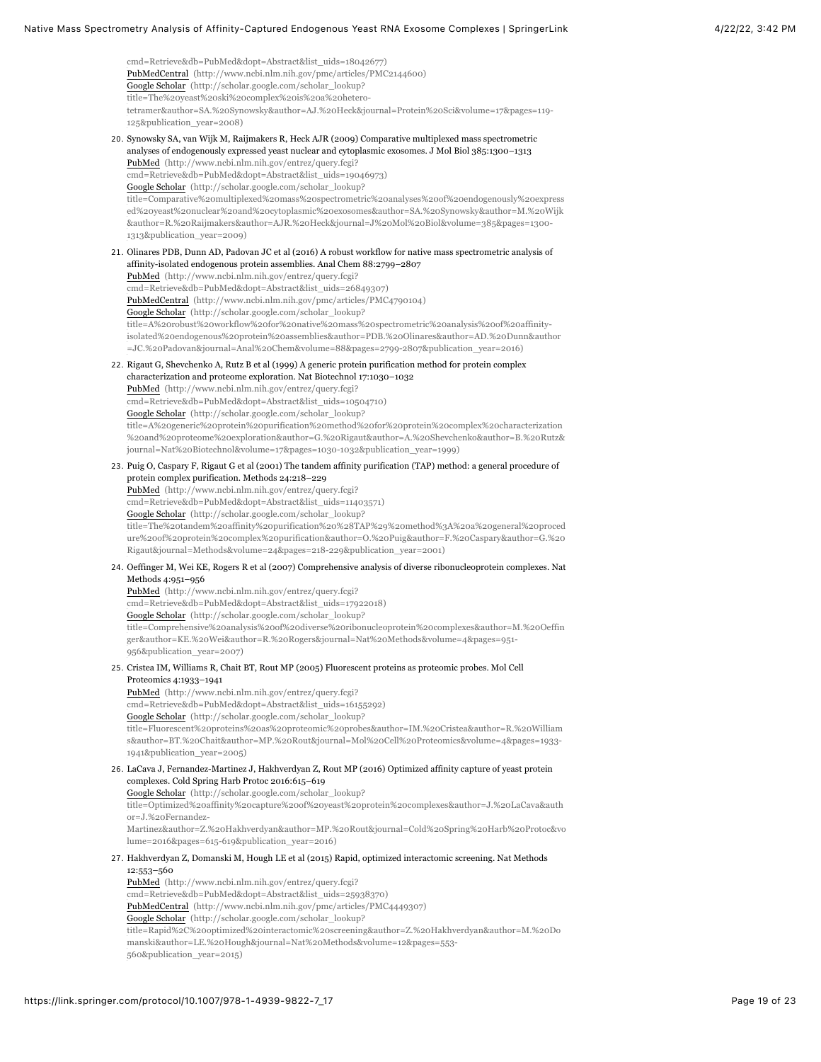cmd=Retrieve&db=PubMed&dopt=Abstract&list_uids=18042677)
PubMedCentral (http://www.ncbi.nlm.nih.gov/pmc/articles/PMC2144600)
Google Scholar (http://scholar.google.com/scholar_lookup?title=The%20yeast%20ski%20complex%20is%20a%20hetero-tetramer&author=SA.%20Synowsky&author=AJ.%20Heck&journal=Protein%20Sci&volume=17&pages=119-125&publication_year=2008)

20. Synowsky SA, van Wijk M, Raijmakers R, Heck AJR (2009) Comparative multiplexed mass spectrometric analyses of endogenously expressed yeast nuclear and cytoplasmic exosomes. J Mol Biol 385:1300–1313
PubMed (http://www.ncbi.nlm.nih.gov/entrez/query.fcgi?cmd=Retrieve&db=PubMed&dopt=Abstract&list_uids=19046973)
Google Scholar (http://scholar.google.com/scholar_lookup?title=Comparative%20multiplexed%20mass%20spectrometric%20analyses%20of%20endogenously%20expressed%20yeast%20nuclear%20and%20cytoplasmic%20exosomes&author=SA.%20Synowsky&author=M.%20Wijk&author=R.%20Raijmakers&author=AJR.%20Heck&journal=J%20Mol%20Biol&volume=385&pages=1300-1313&publication_year=2009)

21. Olinares PDB, Dunn AD, Padovan JC et al (2016) A robust workflow for native mass spectrometric analysis of affinity-isolated endogenous protein assemblies. Anal Chem 88:2799–2807
PubMed (http://www.ncbi.nlm.nih.gov/entrez/query.fcgi?cmd=Retrieve&db=PubMed&dopt=Abstract&list_uids=26849307)
PubMedCentral (http://www.ncbi.nlm.nih.gov/pmc/articles/PMC4790104)
Google Scholar (http://scholar.google.com/scholar_lookup?title=A%20robust%20workflow%20for%20native%20mass%20spectrometric%20analysis%20of%20affinity-isolated%20endogenous%20protein%20assemblies&author=PDB.%20Olinares&author=AD.%20Dunn&author=JC.%20Padovan&journal=Anal%20Chem&volume=88&pages=2799-2807&publication_year=2016)

22. Rigaut G, Shevchenko A, Rutz B et al (1999) A generic protein purification method for protein complex characterization and proteome exploration. Nat Biotechnol 17:1030–1032
PubMed (http://www.ncbi.nlm.nih.gov/entrez/query.fcgi?cmd=Retrieve&db=PubMed&dopt=Abstract&list_uids=10504710)
Google Scholar (http://scholar.google.com/scholar_lookup?title=A%20generic%20protein%20purification%20method%20for%20protein%20complex%20characterization%20and%20proteome%20exploration&author=G.%20Rigaut&author=A.%20Shevchenko&author=B.%20Rutz&journal=Nat%20Biotechnol&volume=17&pages=1030-1032&publication_year=1999)

23. Puig O, Caspary F, Rigaut G et al (2001) The tandem affinity purification (TAP) method: a general procedure of protein complex purification. Methods 24:218–229
PubMed (http://www.ncbi.nlm.nih.gov/entrez/query.fcgi?cmd=Retrieve&db=PubMed&dopt=Abstract&list_uids=11403571)
Google Scholar (http://scholar.google.com/scholar_lookup?title=The%20tandem%20affinity%20purification%20%28TAP%29%20method%3A%20a%20general%20procedure%20of%20protein%20complex%20purification&author=O.%20Puig&author=F.%20Caspary&author=G.%20Rigaut&journal=Methods&volume=24&pages=218-229&publication_year=2001)

24. Oeffinger M, Wei KE, Rogers R et al (2007) Comprehensive analysis of diverse ribonucleoprotein complexes. Nat Methods 4:951–956
PubMed (http://www.ncbi.nlm.nih.gov/entrez/query.fcgi?cmd=Retrieve&db=PubMed&dopt=Abstract&list_uids=17922018)
Google Scholar (http://scholar.google.com/scholar_lookup?title=Comprehensive%20analysis%20of%20diverse%20ribonucleoprotein%20complexes&author=M.%20Oeffinger&author=KE.%20Wei&author=R.%20Rogers&journal=Nat%20Methods&volume=4&pages=951-956&publication_year=2007)

25. Cristea IM, Williams R, Chait BT, Rout MP (2005) Fluorescent proteins as proteomic probes. Mol Cell Proteomics 4:1933–1941
PubMed (http://www.ncbi.nlm.nih.gov/entrez/query.fcgi?cmd=Retrieve&db=PubMed&dopt=Abstract&list_uids=16155292)
Google Scholar (http://scholar.google.com/scholar_lookup?title=Fluorescent%20proteins%20as%20proteomic%20probes&author=IM.%20Cristea&author=R.%20Williams&author=BT.%20Chait&author=MP.%20Rout&journal=Mol%20Cell%20Proteomics&volume=4&pages=1933-1941&publication_year=2005)

26. LaCava J, Fernandez-Martinez J, Hakhverdyan Z, Rout MP (2016) Optimized affinity capture of yeast protein complexes. Cold Spring Harb Protoc 2016:615–619
Google Scholar (http://scholar.google.com/scholar_lookup?title=Optimized%20affinity%20capture%20of%20yeast%20protein%20complexes&author=J.%20LaCava&author=J.%20Fernandez-Martinez&author=Z.%20Hakhverdyan&author=MP.%20Rout&journal=Cold%20Spring%20Harb%20Protoc&volume=2016&pages=615-619&publication_year=2016)

27. Hakhverdyan Z, Domanski M, Hough LE et al (2015) Rapid, optimized interactomic screening. Nat Methods 12:553–560
PubMed (http://www.ncbi.nlm.nih.gov/entrez/query.fcgi?cmd=Retrieve&db=PubMed&dopt=Abstract&list_uids=25938370)
PubMedCentral (http://www.ncbi.nlm.nih.gov/pmc/articles/PMC4449307)
Google Scholar (http://scholar.google.com/scholar_lookup?title=Rapid%2C%20optimized%20interactomic%20screening&author=Z.%20Hakhverdyan&author=M.%20Domanski&author=LE.%20Hough&journal=Nat%20Methods&volume=12&pages=553-560&publication_year=2015)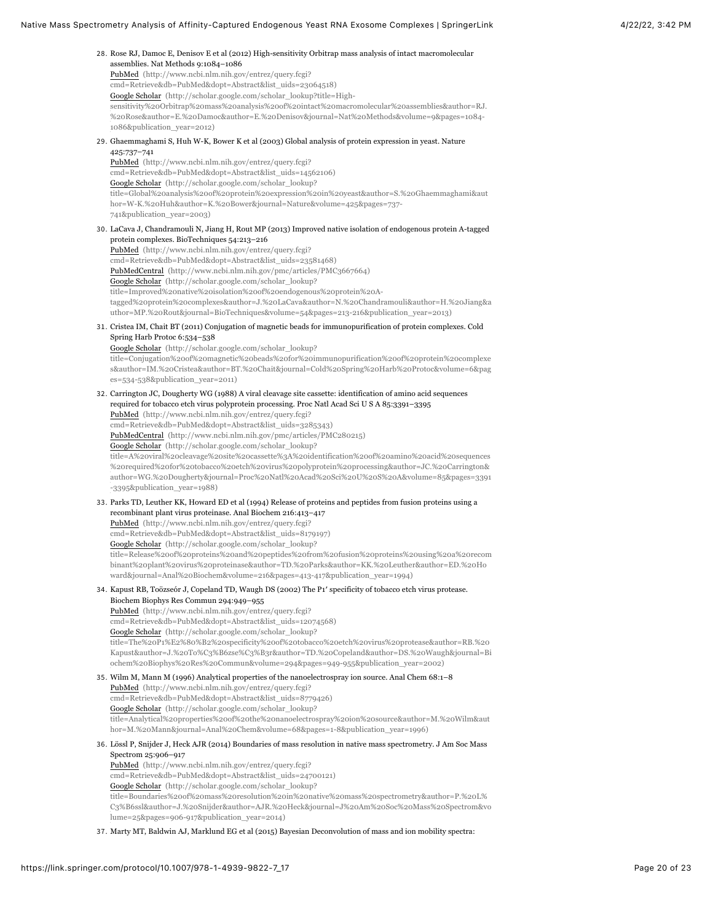28. Rose RJ, Damoc E, Denisov E et al (2012) High-sensitivity Orbitrap mass analysis of intact macromolecular assemblies. Nat Methods 9:1084–1086
PubMed (http://www.ncbi.nlm.nih.gov/entrez/query.fcgi?cmd=Retrieve&db=PubMed&dopt=Abstract&list_uids=23064518)
Google Scholar (http://scholar.google.com/scholar_lookup?title=High-sensitivity%20Orbitrap%20mass%20analysis%20of%20intact%20macromolecular%20assemblies&author=RJ.%20Rose&author=E.%20Damoc&author=E.%20Denisov&journal=Nat%20Methods&volume=9&pages=1084-1086&publication_year=2012)

29. Ghaemmaghami S, Huh W-K, Bower K et al (2003) Global analysis of protein expression in yeast. Nature 425:737–741
PubMed (http://www.ncbi.nlm.nih.gov/entrez/query.fcgi?cmd=Retrieve&db=PubMed&dopt=Abstract&list_uids=14562106)
Google Scholar (http://scholar.google.com/scholar_lookup?title=Global%20analysis%20of%20protein%20expression%20in%20yeast&author=S.%20Ghaemmaghami&author=W-K.%20Huh&author=K.%20Bower&journal=Nature&volume=425&pages=737-741&publication_year=2003)

30. LaCava J, Chandramouli N, Jiang H, Rout MP (2013) Improved native isolation of endogenous protein A-tagged protein complexes. BioTechniques 54:213–216
PubMed (http://www.ncbi.nlm.nih.gov/entrez/query.fcgi?cmd=Retrieve&db=PubMed&dopt=Abstract&list_uids=23581468)
PubMedCentral (http://www.ncbi.nlm.nih.gov/pmc/articles/PMC3667664)
Google Scholar (http://scholar.google.com/scholar_lookup?title=Improved%20native%20isolation%20of%20endogenous%20protein%20A-tagged%20protein%20complexes&author=J.%20LaCava&author=N.%20Chandramouli&author=H.%20Jiang&author=MP.%20Rout&journal=BioTechniques&volume=54&pages=213-216&publication_year=2013)

31. Cristea IM, Chait BT (2011) Conjugation of magnetic beads for immunopurification of protein complexes. Cold Spring Harb Protoc 6:534–538
Google Scholar (http://scholar.google.com/scholar_lookup?title=Conjugation%20of%20magnetic%20beads%20for%20immunopurification%20of%20protein%20complexes&author=IM.%20Cristea&author=BT.%20Chait&journal=Cold%20Spring%20Harb%20Protoc&volume=6&pages=534-538&publication_year=2011)

32. Carrington JC, Dougherty WG (1988) A viral cleavage site cassette: identification of amino acid sequences required for tobacco etch virus polyprotein processing. Proc Natl Acad Sci U S A 85:3391–3395
PubMed (http://www.ncbi.nlm.nih.gov/entrez/query.fcgi?cmd=Retrieve&db=PubMed&dopt=Abstract&list_uids=3285343)
PubMedCentral (http://www.ncbi.nlm.nih.gov/pmc/articles/PMC280215)
Google Scholar (http://scholar.google.com/scholar_lookup?title=A%20viral%20cleavage%20site%20cassette%3A%20identification%20of%20amino%20acid%20sequences%20required%20for%20tobacco%20etch%20virus%20polyprotein%20processing&author=JC.%20Carrington&author=WG.%20Dougherty&journal=Proc%20Natl%20Acad%20Sci%20U%20S%20A&volume=85&pages=3391-3395&publication_year=1988)

33. Parks TD, Leuther KK, Howard ED et al (1994) Release of proteins and peptides from fusion proteins using a recombinant plant virus proteinase. Anal Biochem 216:413–417
PubMed (http://www.ncbi.nlm.nih.gov/entrez/query.fcgi?cmd=Retrieve&db=PubMed&dopt=Abstract&list_uids=8179197)
Google Scholar (http://scholar.google.com/scholar_lookup?title=Release%20of%20proteins%20and%20peptides%20from%20fusion%20proteins%20using%20a%20recombinant%20plant%20virus%20proteinase&author=TD.%20Parks&author=KK.%20Leuther&author=ED.%20Howard&journal=Anal%20Biochem&volume=216&pages=413-417&publication_year=1994)

34. Kapust RB, Toözseór J, Copeland TD, Waugh DS (2002) The P1′ specificity of tobacco etch virus protease. Biochem Biophys Res Commun 294:949–955
PubMed (http://www.ncbi.nlm.nih.gov/entrez/query.fcgi?cmd=Retrieve&db=PubMed&dopt=Abstract&list_uids=12074568)
Google Scholar (http://scholar.google.com/scholar_lookup?title=The%20P1%E2%80%B2%20specificity%20of%20tobacco%20etch%20virus%20protease&author=RB.%20Kapust&author=J.%20To%C3%B6zse%C3%B3r&author=TD.%20Copeland&author=DS.%20Waugh&journal=Biochem%20Biophys%20Res%20Commun&volume=294&pages=949-955&publication_year=2002)

35. Wilm M, Mann M (1996) Analytical properties of the nanoelectrospray ion source. Anal Chem 68:1–8
PubMed (http://www.ncbi.nlm.nih.gov/entrez/query.fcgi?cmd=Retrieve&db=PubMed&dopt=Abstract&list_uids=8779426)
Google Scholar (http://scholar.google.com/scholar_lookup?title=Analytical%20properties%20of%20the%20nanoelectrospray%20ion%20source&author=M.%20Wilm&author=M.%20Mann&journal=Anal%20Chem&volume=68&pages=1-8&publication_year=1996)

36. Lössl P, Snijder J, Heck AJR (2014) Boundaries of mass resolution in native mass spectrometry. J Am Soc Mass Spectrom 25:906–917
PubMed (http://www.ncbi.nlm.nih.gov/entrez/query.fcgi?cmd=Retrieve&db=PubMed&dopt=Abstract&list_uids=24700121)
Google Scholar (http://scholar.google.com/scholar_lookup?title=Boundaries%20of%20mass%20resolution%20in%20native%20mass%20spectrometry&author=P.%20L%C3%B6ssl&author=J.%20Snijder&author=AJR.%20Heck&journal=J%20Am%20Soc%20Mass%20Spectrom&volume=25&pages=906-917&publication_year=2014)

37. Marty MT, Baldwin AJ, Marklund EG et al (2015) Bayesian Deconvolution of mass and ion mobility spectra: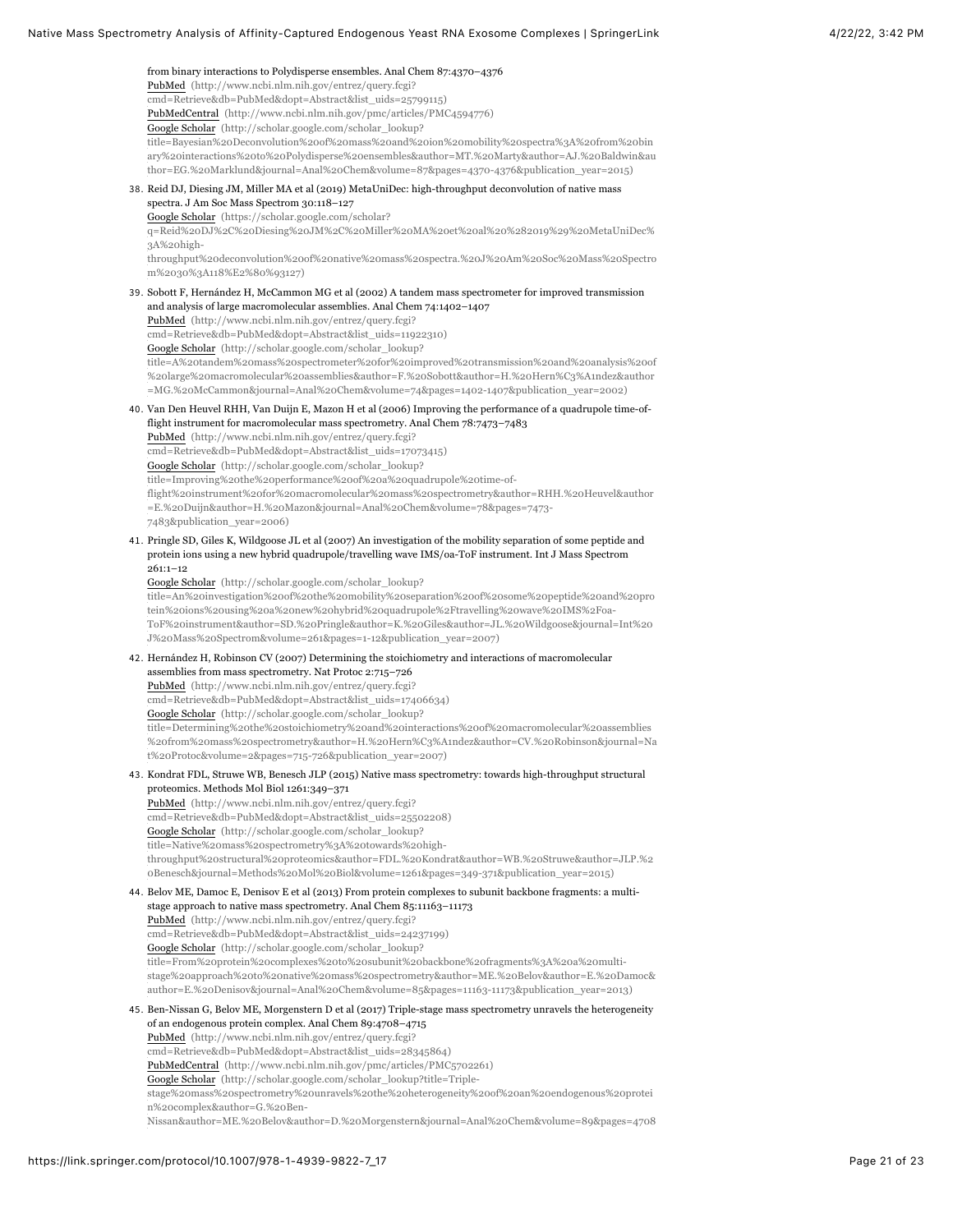from binary interactions to Polydisperse ensembles. Anal Chem 87:4370–4376
PubMed (http://www.ncbi.nlm.nih.gov/entrez/query.fcgi?cmd=Retrieve&db=PubMed&dopt=Abstract&list_uids=25799115)
PubMedCentral (http://www.ncbi.nlm.nih.gov/pmc/articles/PMC4594776)
Google Scholar (http://scholar.google.com/scholar_lookup?title=Bayesian%20Deconvolution%20of%20mass%20and%20ion%20mobility%20spectra%3A%20from%20binary%20interactions%20to%20Polydisperse%20ensembles&author=MT.%20Marty&author=AJ.%20Baldwin&author=EG.%20Marklund&journal=Anal%20Chem&volume=87&pages=4370-4376&publication_year=2015)

38. Reid DJ, Diesing JM, Miller MA et al (2019) MetaUniDec: high-throughput deconvolution of native mass spectra. J Am Soc Mass Spectrom 30:118–127
Google Scholar (https://scholar.google.com/scholar?q=Reid%20DJ%2C%20Diesing%20JM%2C%20Miller%20MA%20et%20al%20%282019%29%20MetaUniDec%3A%20high-throughput%20deconvolution%20of%20native%20mass%20spectra.%20J%20Am%20Soc%20Mass%20Spectrom%2030%3A118%E2%80%93127)

39. Sobott F, Hernández H, McCammon MG et al (2002) A tandem mass spectrometer for improved transmission and analysis of large macromolecular assemblies. Anal Chem 74:1402–1407
PubMed (http://www.ncbi.nlm.nih.gov/entrez/query.fcgi?cmd=Retrieve&db=PubMed&dopt=Abstract&list_uids=11922310)
Google Scholar (http://scholar.google.com/scholar_lookup?title=A%20tandem%20mass%20spectrometer%20for%20improved%20transmission%20and%20analysis%20of%20large%20macromolecular%20assemblies&author=F.%20Sobott&author=H.%20Hern%C3%A1ndez&author=MG.%20McCammon&journal=Anal%20Chem&volume=74&pages=1402-1407&publication_year=2002)

40. Van Den Heuvel RHH, Van Duijn E, Mazon H et al (2006) Improving the performance of a quadrupole time-of-flight instrument for macromolecular mass spectrometry. Anal Chem 78:7473–7483
PubMed (http://www.ncbi.nlm.nih.gov/entrez/query.fcgi?cmd=Retrieve&db=PubMed&dopt=Abstract&list_uids=17073415)
Google Scholar (http://scholar.google.com/scholar_lookup?title=Improving%20the%20performance%20of%20a%20quadrupole%20time-of-flight%20instrument%20for%20macromolecular%20mass%20spectrometry&author=RHH.%20Heuvel&author=E.%20Duijn&author=H.%20Mazon&journal=Anal%20Chem&volume=78&pages=7473-7483&publication_year=2006)

41. Pringle SD, Giles K, Wildgoose JL et al (2007) An investigation of the mobility separation of some peptide and protein ions using a new hybrid quadrupole/travelling wave IMS/oa-ToF instrument. Int J Mass Spectrom 261:1–12
Google Scholar (http://scholar.google.com/scholar_lookup?title=An%20investigation%20of%20the%20mobility%20separation%20of%20some%20peptide%20and%20protein%20ions%20using%20a%20new%20hybrid%20quadrupole%2Ftravelling%20wave%20IMS%2Foa-ToF%20instrument&author=SD.%20Pringle&author=K.%20Giles&author=JL.%20Wildgoose&journal=Int%20J%20Mass%20Spectrom&volume=261&pages=1-12&publication_year=2007)

42. Hernández H, Robinson CV (2007) Determining the stoichiometry and interactions of macromolecular assemblies from mass spectrometry. Nat Protoc 2:715–726
PubMed (http://www.ncbi.nlm.nih.gov/entrez/query.fcgi?cmd=Retrieve&db=PubMed&dopt=Abstract&list_uids=17406634)
Google Scholar (http://scholar.google.com/scholar_lookup?title=Determining%20the%20stoichiometry%20and%20interactions%20of%20macromolecular%20assemblies%20from%20mass%20spectrometry&author=H.%20Hern%C3%A1ndez&author=CV.%20Robinson&journal=Nat%20Protoc&volume=2&pages=715-726&publication_year=2007)

43. Kondrat FDL, Struwe WB, Benesch JLP (2015) Native mass spectrometry: towards high-throughput structural proteomics. Methods Mol Biol 1261:349–371
PubMed (http://www.ncbi.nlm.nih.gov/entrez/query.fcgi?cmd=Retrieve&db=PubMed&dopt=Abstract&list_uids=25502208)
Google Scholar (http://scholar.google.com/scholar_lookup?title=Native%20mass%20spectrometry%3A%20towards%20high-throughput%20structural%20proteomics&author=FDL.%20Kondrat&author=WB.%20Struwe&author=JLP.%20Benesch&journal=Methods%20Mol%20Biol&volume=1261&pages=349-371&publication_year=2015)

44. Belov ME, Damoc E, Denisov E et al (2013) From protein complexes to subunit backbone fragments: a multi-stage approach to native mass spectrometry. Anal Chem 85:11163–11173
PubMed (http://www.ncbi.nlm.nih.gov/entrez/query.fcgi?cmd=Retrieve&db=PubMed&dopt=Abstract&list_uids=24237199)
Google Scholar (http://scholar.google.com/scholar_lookup?title=From%20protein%20complexes%20to%20subunit%20backbone%20fragments%3A%20a%20multi-stage%20approach%20to%20native%20mass%20spectrometry&author=ME.%20Belov&author=E.%20Damoc&author=E.%20Denisov&journal=Anal%20Chem&volume=85&pages=11163-11173&publication_year=2013)

45. Ben-Nissan G, Belov ME, Morgenstern D et al (2017) Triple-stage mass spectrometry unravels the heterogeneity of an endogenous protein complex. Anal Chem 89:4708–4715
PubMed (http://www.ncbi.nlm.nih.gov/entrez/query.fcgi?cmd=Retrieve&db=PubMed&dopt=Abstract&list_uids=28345864)
PubMedCentral (http://www.ncbi.nlm.nih.gov/pmc/articles/PMC5702261)
Google Scholar (http://scholar.google.com/scholar_lookup?title=Triple-stage%20mass%20spectrometry%20unravels%20the%20heterogeneity%20of%20an%20endogenous%20protein%20complex&author=G.%20Ben-Nissan&author=ME.%20Belov&author=D.%20Morgenstern&journal=Anal%20Chem&volume=89&pages=4708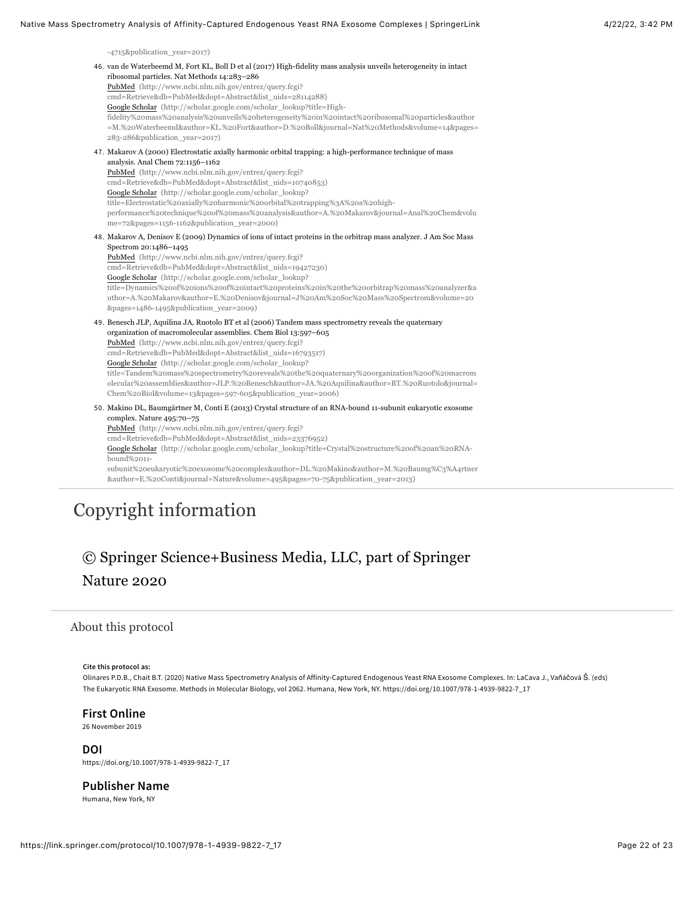-4715&publication_year=2017)

46. van de Waterbeemd M, Fort KL, Boll D et al (2017) High-fidelity mass analysis unveils heterogeneity in intact ribosomal particles. Nat Methods 14:283–286
PubMed (http://www.ncbi.nlm.nih.gov/entrez/query.fcgi?cmd=Retrieve&db=PubMed&dopt=Abstract&list_uids=28114288)
Google Scholar (http://scholar.google.com/scholar_lookup?title=High-fidelity%20mass%20analysis%20unveils%20heterogeneity%20in%20intact%20ribosomal%20particles&author=M.%20Waterbeemd&author=KL.%20Fort&author=D.%20Boll&journal=Nat%20Methods&volume=14&pages=283-286&publication_year=2017)

47. Makarov A (2000) Electrostatic axially harmonic orbital trapping: a high-performance technique of mass analysis. Anal Chem 72:1156–1162
PubMed (http://www.ncbi.nlm.nih.gov/entrez/query.fcgi?cmd=Retrieve&db=PubMed&dopt=Abstract&list_uids=10740853)
Google Scholar (http://scholar.google.com/scholar_lookup?title=Electrostatic%20axially%20harmonic%20orbital%20trapping%3A%20a%20high-performance%20technique%20of%20mass%20analysis&author=A.%20Makarov&journal=Anal%20Chem&volume=72&pages=1156-1162&publication_year=2000)

48. Makarov A, Denisov E (2009) Dynamics of ions of intact proteins in the orbitrap mass analyzer. J Am Soc Mass Spectrom 20:1486–1495
PubMed (http://www.ncbi.nlm.nih.gov/entrez/query.fcgi?cmd=Retrieve&db=PubMed&dopt=Abstract&list_uids=19427230)
Google Scholar (http://scholar.google.com/scholar_lookup?title=Dynamics%20of%20ions%20of%20intact%20proteins%20in%20the%20orbitrap%20mass%20analyzer&author=A.%20Makarov&author=E.%20Denisov&journal=J%20Am%20Soc%20Mass%20Spectrom&volume=20&pages=1486-1495&publication_year=2009)

49. Benesch JLP, Aquilina JA, Ruotolo BT et al (2006) Tandem mass spectrometry reveals the quaternary organization of macromolecular assemblies. Chem Biol 13:597–605
PubMed (http://www.ncbi.nlm.nih.gov/entrez/query.fcgi?cmd=Retrieve&db=PubMed&dopt=Abstract&list_uids=16793517)
Google Scholar (http://scholar.google.com/scholar_lookup?title=Tandem%20mass%20spectrometry%20reveals%20the%20quaternary%20organization%20of%20macromolecular%20assemblies&author=JLP.%20Benesch&author=JA.%20Aquilina&author=BT.%20Ruotolo&journal=Chem%20Biol&volume=13&pages=597-605&publication_year=2006)

50. Makino DL, Baumgärtner M, Conti E (2013) Crystal structure of an RNA-bound 11-subunit eukaryotic exosome complex. Nature 495:70–75
PubMed (http://www.ncbi.nlm.nih.gov/entrez/query.fcgi?cmd=Retrieve&db=PubMed&dopt=Abstract&list_uids=23376952)
Google Scholar (http://scholar.google.com/scholar_lookup?title=Crystal%20structure%20of%20an%20RNA-bound%2011-subunit%20eukaryotic%20exosome%20complex&author=DL.%20Makino&author=M.%20Baumg%C3%A4rtner&author=E.%20Conti&journal=Nature&volume=495&pages=70-75&publication_year=2013)

# Copyright information

## © Springer Science+Business Media, LLC, part of Springer Nature 2020

## About this protocol

**Cite this protocol as:**
Olinares P.D.B., Chait B.T. (2020) Native Mass Spectrometry Analysis of Affinity-Captured Endogenous Yeast RNA Exosome Complexes. In: LaCava J., Vaňáčová Š. (eds) The Eukaryotic RNA Exosome. Methods in Molecular Biology, vol 2062. Humana, New York, NY. https://doi.org/10.1007/978-1-4939-9822-7_17

### First Online
26 November 2019

### DOI
https://doi.org/10.1007/978-1-4939-9822-7_17

### Publisher Name
Humana, New York, NY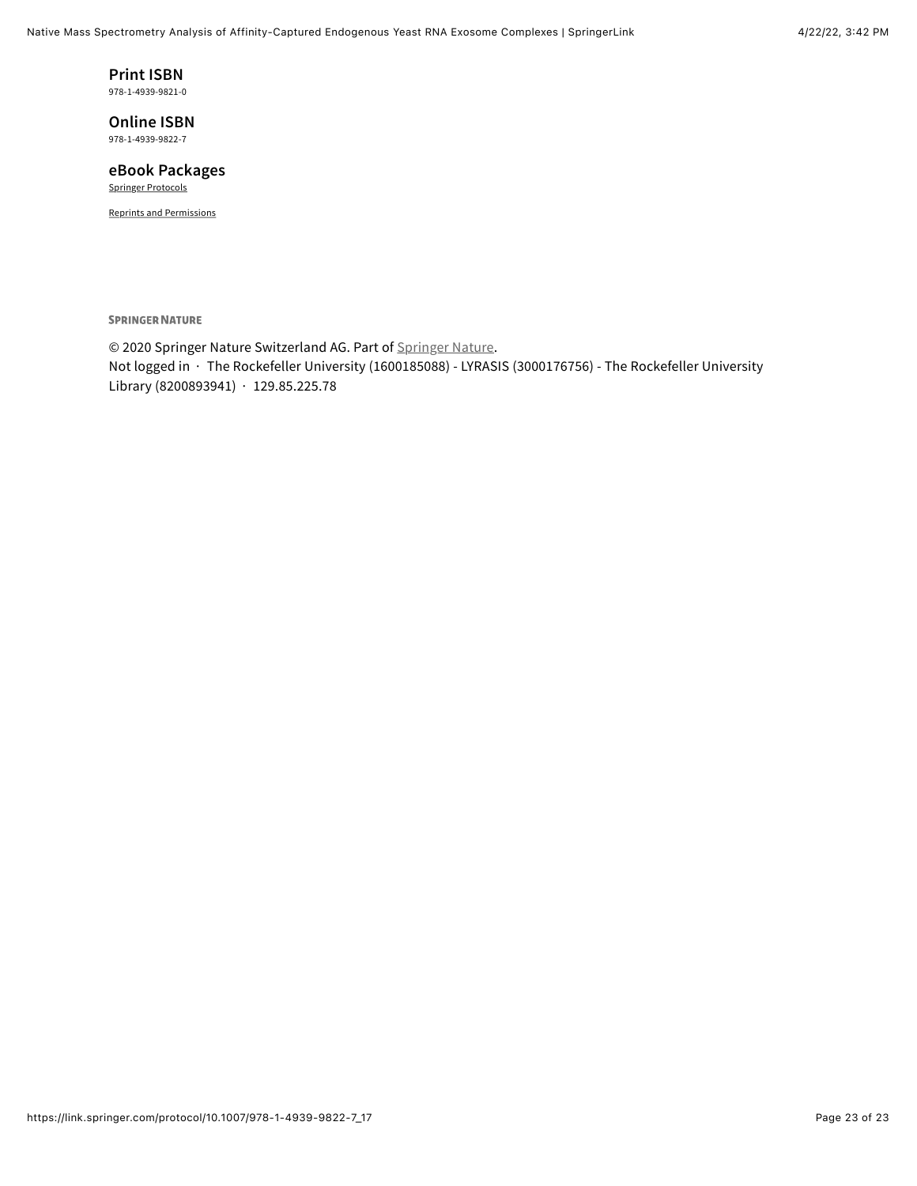**Print ISBN**
978-1-4939-9821-0

**Online ISBN**
978-1-4939-9822-7

**eBook Packages**
Springer Protocols

Reprints and Permissions

SPRINGER NATURE

© 2020 Springer Nature Switzerland AG. Part of Springer Nature.
Not logged in · The Rockefeller University (1600185088) - LYRASIS (3000176756) - The Rockefeller University Library (8200893941) · 129.85.225.78